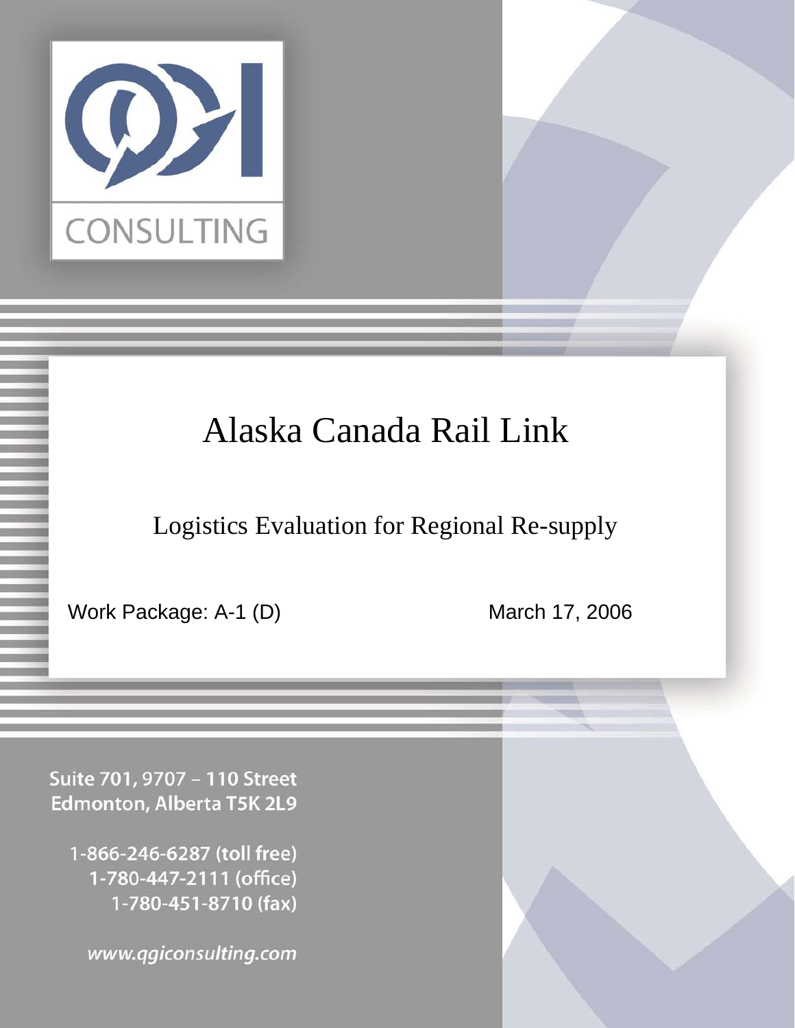QGI CONSULTING

# Alaska Canada Rail Link

## Logistics Evaluation for Regional Re-supply

Work Package: A-1 (D)

March 17, 2006

Suite 701, 9707 – 110 Street
Edmonton, Alberta T5K 2L9

1-866-246-6287 (toll free)
1-780-447-2111 (office)
1-780-451-8710 (fax)

www.qgiconsulting.com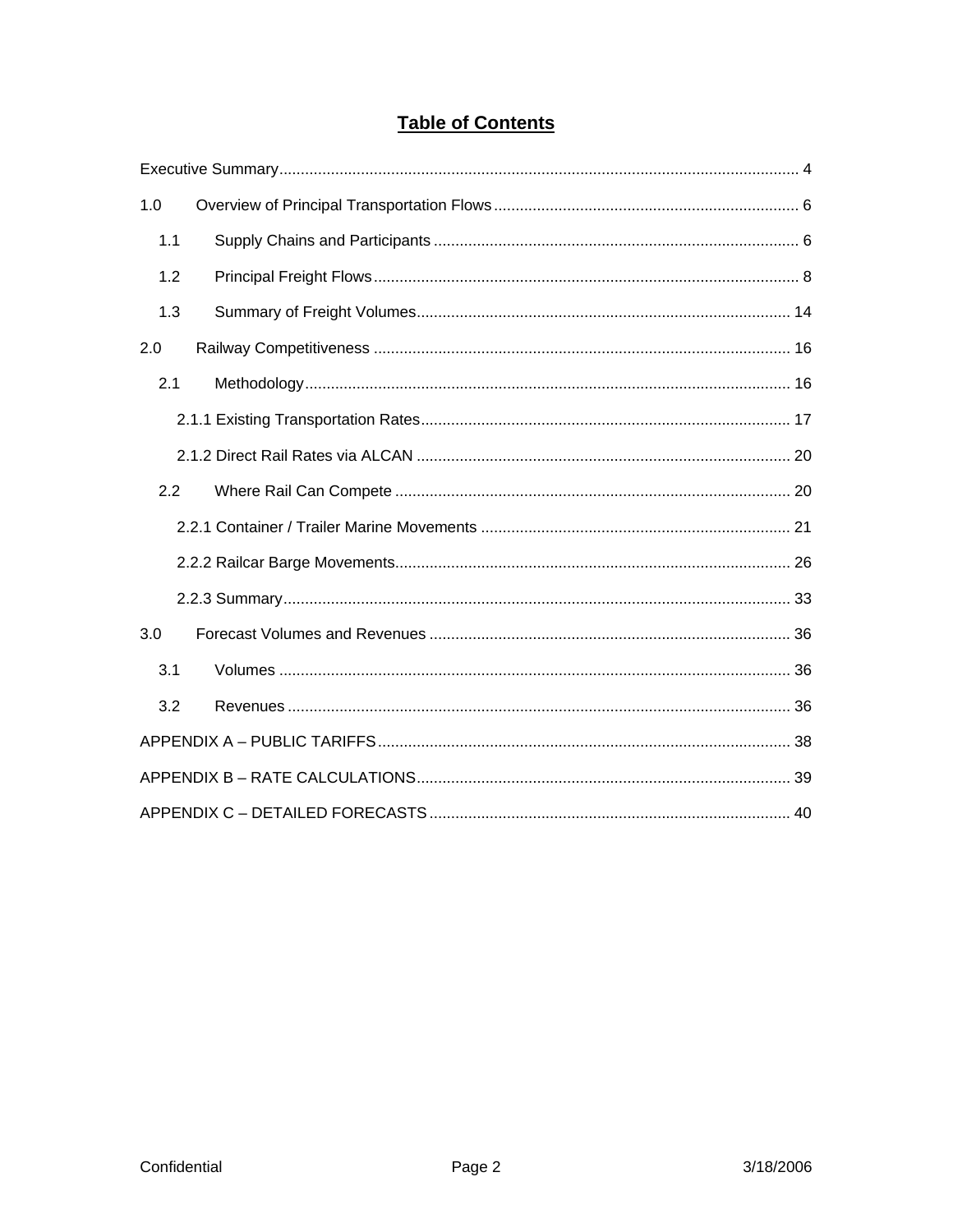# Table of Contents

Executive Summary .......... 4

1.0 Overview of Principal Transportation Flows .......... 6

- 1.1 Supply Chains and Participants .......... 6
- 1.2 Principal Freight Flows .......... 8
- 1.3 Summary of Freight Volumes .......... 14

2.0 Railway Competitiveness .......... 16

- 2.1 Methodology .......... 16
  - 2.1.1 Existing Transportation Rates .......... 17
  - 2.1.2 Direct Rail Rates via ALCAN .......... 20
- 2.2 Where Rail Can Compete .......... 20
  - 2.2.1 Container / Trailer Marine Movements .......... 21
  - 2.2.2 Railcar Barge Movements .......... 26
  - 2.2.3 Summary .......... 33

3.0 Forecast Volumes and Revenues .......... 36

- 3.1 Volumes .......... 36
- 3.2 Revenues .......... 36

APPENDIX A – PUBLIC TARIFFS .......... 38

APPENDIX B – RATE CALCULATIONS .......... 39

APPENDIX C – DETAILED FORECASTS .......... 40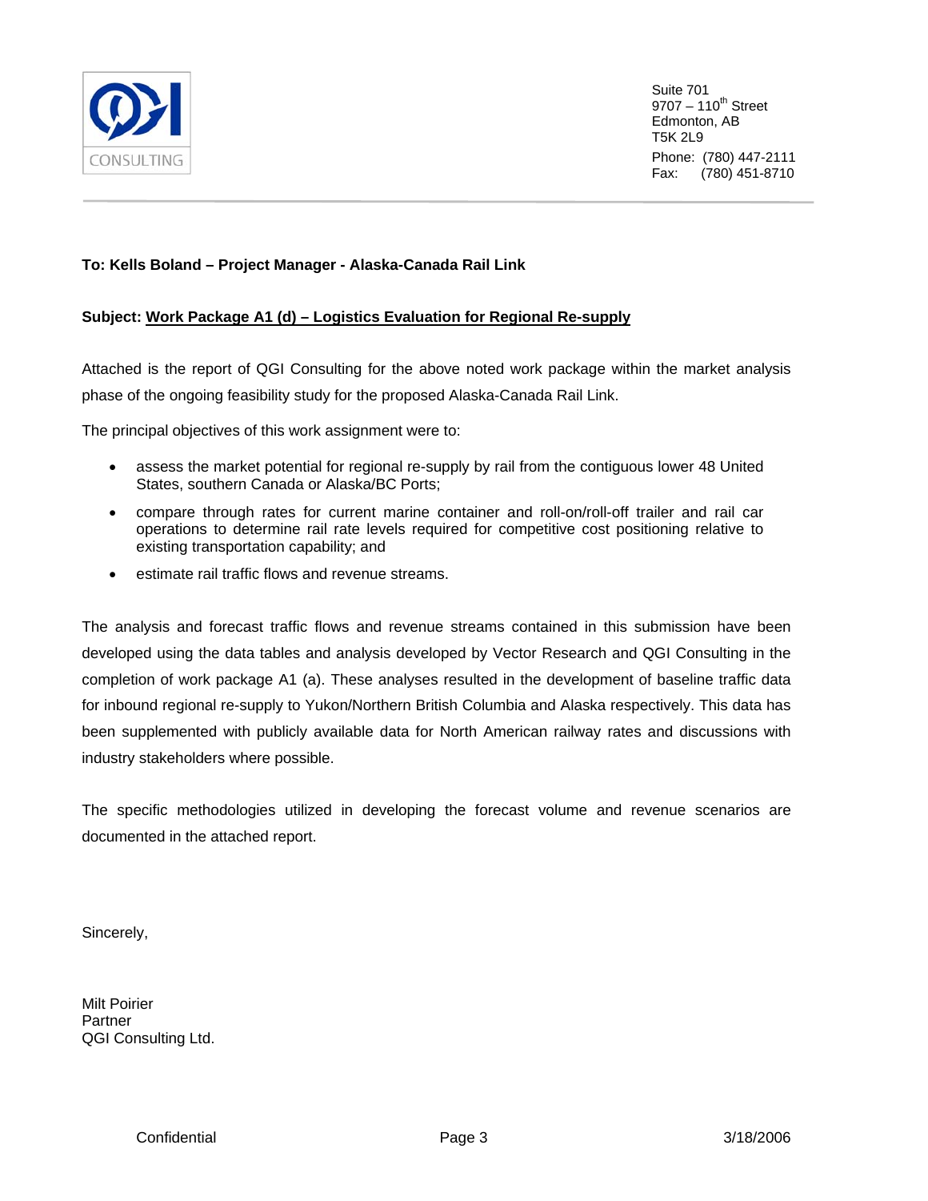QGI CONSULTING

Suite 701
9707 – 110th Street
Edmonton, AB
T5K 2L9

Phone: (780) 447-2111
Fax: (780) 451-8710

**To: Kells Boland – Project Manager - Alaska-Canada Rail Link**

**Subject: Work Package A1 (d) – Logistics Evaluation for Regional Re-supply**

Attached is the report of QGI Consulting for the above noted work package within the market analysis phase of the ongoing feasibility study for the proposed Alaska-Canada Rail Link.

The principal objectives of this work assignment were to:

- assess the market potential for regional re-supply by rail from the contiguous lower 48 United States, southern Canada or Alaska/BC Ports;
- compare through rates for current marine container and roll-on/roll-off trailer and rail car operations to determine rail rate levels required for competitive cost positioning relative to existing transportation capability; and
- estimate rail traffic flows and revenue streams.

The analysis and forecast traffic flows and revenue streams contained in this submission have been developed using the data tables and analysis developed by Vector Research and QGI Consulting in the completion of work package A1 (a). These analyses resulted in the development of baseline traffic data for inbound regional re-supply to Yukon/Northern British Columbia and Alaska respectively. This data has been supplemented with publicly available data for North American railway rates and discussions with industry stakeholders where possible.

The specific methodologies utilized in developing the forecast volume and revenue scenarios are documented in the attached report.

Sincerely,

Milt Poirier
Partner
QGI Consulting Ltd.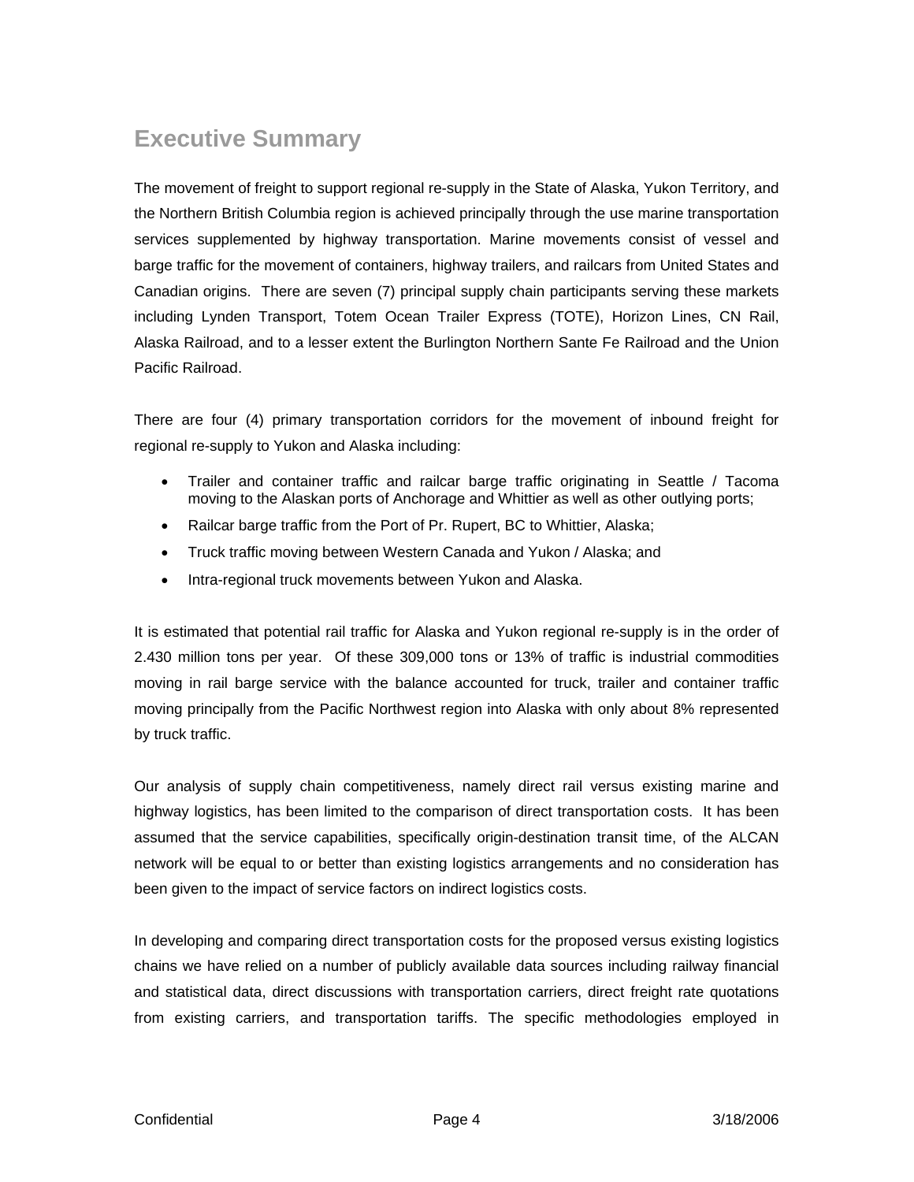## Executive Summary

The movement of freight to support regional re-supply in the State of Alaska, Yukon Territory, and the Northern British Columbia region is achieved principally through the use marine transportation services supplemented by highway transportation. Marine movements consist of vessel and barge traffic for the movement of containers, highway trailers, and railcars from United States and Canadian origins. There are seven (7) principal supply chain participants serving these markets including Lynden Transport, Totem Ocean Trailer Express (TOTE), Horizon Lines, CN Rail, Alaska Railroad, and to a lesser extent the Burlington Northern Sante Fe Railroad and the Union Pacific Railroad.

There are four (4) primary transportation corridors for the movement of inbound freight for regional re-supply to Yukon and Alaska including:

- Trailer and container traffic and railcar barge traffic originating in Seattle / Tacoma moving to the Alaskan ports of Anchorage and Whittier as well as other outlying ports;
- Railcar barge traffic from the Port of Pr. Rupert, BC to Whittier, Alaska;
- Truck traffic moving between Western Canada and Yukon / Alaska; and
- Intra-regional truck movements between Yukon and Alaska.

It is estimated that potential rail traffic for Alaska and Yukon regional re-supply is in the order of 2.430 million tons per year. Of these 309,000 tons or 13% of traffic is industrial commodities moving in rail barge service with the balance accounted for truck, trailer and container traffic moving principally from the Pacific Northwest region into Alaska with only about 8% represented by truck traffic.

Our analysis of supply chain competitiveness, namely direct rail versus existing marine and highway logistics, has been limited to the comparison of direct transportation costs. It has been assumed that the service capabilities, specifically origin-destination transit time, of the ALCAN network will be equal to or better than existing logistics arrangements and no consideration has been given to the impact of service factors on indirect logistics costs.

In developing and comparing direct transportation costs for the proposed versus existing logistics chains we have relied on a number of publicly available data sources including railway financial and statistical data, direct discussions with transportation carriers, direct freight rate quotations from existing carriers, and transportation tariffs. The specific methodologies employed in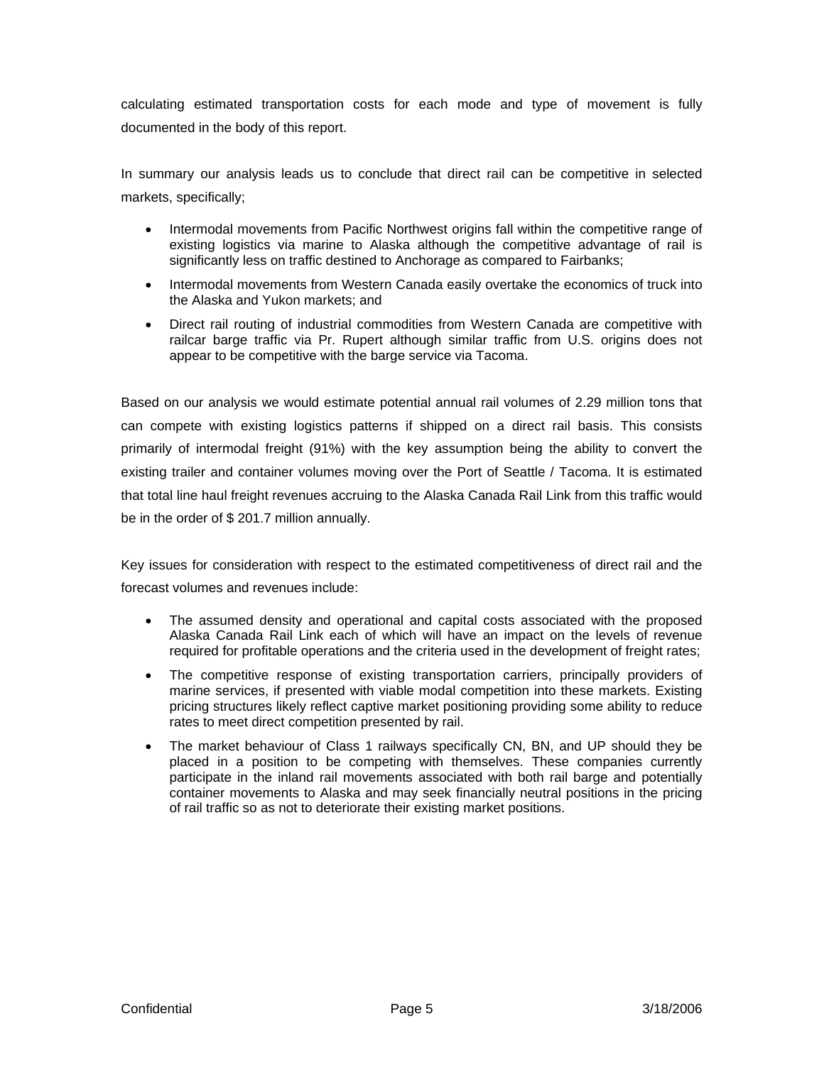calculating estimated transportation costs for each mode and type of movement is fully documented in the body of this report.

In summary our analysis leads us to conclude that direct rail can be competitive in selected markets, specifically;

- Intermodal movements from Pacific Northwest origins fall within the competitive range of existing logistics via marine to Alaska although the competitive advantage of rail is significantly less on traffic destined to Anchorage as compared to Fairbanks;
- Intermodal movements from Western Canada easily overtake the economics of truck into the Alaska and Yukon markets; and
- Direct rail routing of industrial commodities from Western Canada are competitive with railcar barge traffic via Pr. Rupert although similar traffic from U.S. origins does not appear to be competitive with the barge service via Tacoma.

Based on our analysis we would estimate potential annual rail volumes of 2.29 million tons that can compete with existing logistics patterns if shipped on a direct rail basis. This consists primarily of intermodal freight (91%) with the key assumption being the ability to convert the existing trailer and container volumes moving over the Port of Seattle / Tacoma. It is estimated that total line haul freight revenues accruing to the Alaska Canada Rail Link from this traffic would be in the order of $ 201.7 million annually.

Key issues for consideration with respect to the estimated competitiveness of direct rail and the forecast volumes and revenues include:

- The assumed density and operational and capital costs associated with the proposed Alaska Canada Rail Link each of which will have an impact on the levels of revenue required for profitable operations and the criteria used in the development of freight rates;
- The competitive response of existing transportation carriers, principally providers of marine services, if presented with viable modal competition into these markets. Existing pricing structures likely reflect captive market positioning providing some ability to reduce rates to meet direct competition presented by rail.
- The market behaviour of Class 1 railways specifically CN, BN, and UP should they be placed in a position to be competing with themselves. These companies currently participate in the inland rail movements associated with both rail barge and potentially container movements to Alaska and may seek financially neutral positions in the pricing of rail traffic so as not to deteriorate their existing market positions.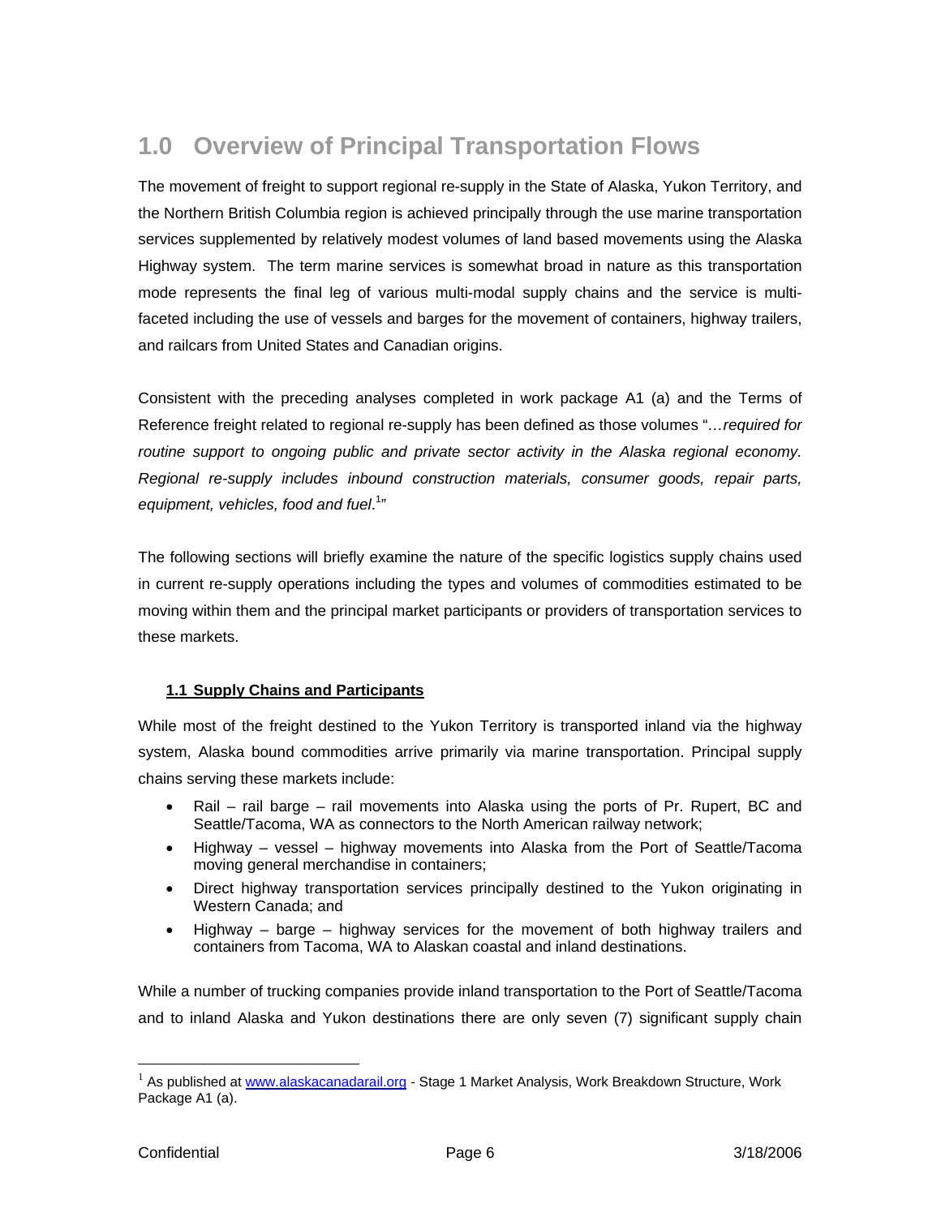# 1.0 Overview of Principal Transportation Flows

The movement of freight to support regional re-supply in the State of Alaska, Yukon Territory, and the Northern British Columbia region is achieved principally through the use marine transportation services supplemented by relatively modest volumes of land based movements using the Alaska Highway system. The term marine services is somewhat broad in nature as this transportation mode represents the final leg of various multi-modal supply chains and the service is multi-faceted including the use of vessels and barges for the movement of containers, highway trailers, and railcars from United States and Canadian origins.

Consistent with the preceding analyses completed in work package A1 (a) and the Terms of Reference freight related to regional re-supply has been defined as those volumes "*…required for routine support to ongoing public and private sector activity in the Alaska regional economy. Regional re-supply includes inbound construction materials, consumer goods, repair parts, equipment, vehicles, food and fuel*.[1]"

The following sections will briefly examine the nature of the specific logistics supply chains used in current re-supply operations including the types and volumes of commodities estimated to be moving within them and the principal market participants or providers of transportation services to these markets.

## 1.1 Supply Chains and Participants

While most of the freight destined to the Yukon Territory is transported inland via the highway system, Alaska bound commodities arrive primarily via marine transportation. Principal supply chains serving these markets include:

- Rail – rail barge – rail movements into Alaska using the ports of Pr. Rupert, BC and Seattle/Tacoma, WA as connectors to the North American railway network;
- Highway – vessel – highway movements into Alaska from the Port of Seattle/Tacoma moving general merchandise in containers;
- Direct highway transportation services principally destined to the Yukon originating in Western Canada; and
- Highway – barge – highway services for the movement of both highway trailers and containers from Tacoma, WA to Alaskan coastal and inland destinations.

While a number of trucking companies provide inland transportation to the Port of Seattle/Tacoma and to inland Alaska and Yukon destinations there are only seven (7) significant supply chain

[1] As published at www.alaskacanadarail.org - Stage 1 Market Analysis, Work Breakdown Structure, Work Package A1 (a).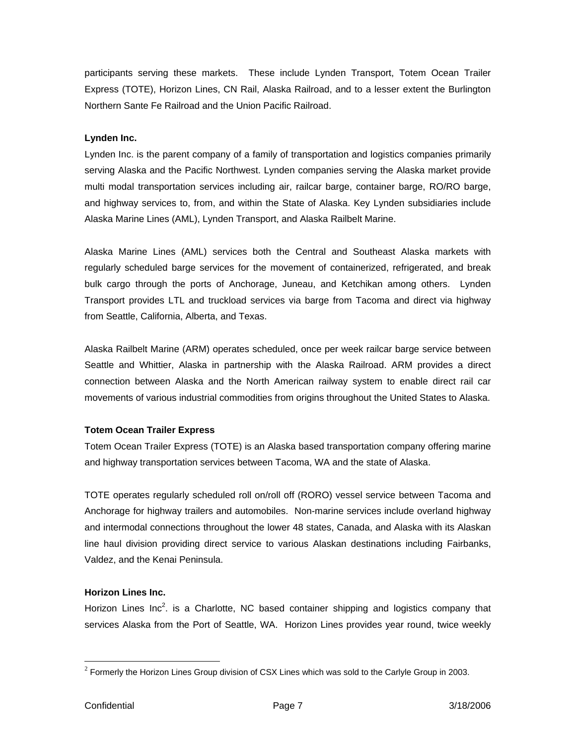participants serving these markets. These include Lynden Transport, Totem Ocean Trailer Express (TOTE), Horizon Lines, CN Rail, Alaska Railroad, and to a lesser extent the Burlington Northern Sante Fe Railroad and the Union Pacific Railroad.

**Lynden Inc.**

Lynden Inc. is the parent company of a family of transportation and logistics companies primarily serving Alaska and the Pacific Northwest. Lynden companies serving the Alaska market provide multi modal transportation services including air, railcar barge, container barge, RO/RO barge, and highway services to, from, and within the State of Alaska. Key Lynden subsidiaries include Alaska Marine Lines (AML), Lynden Transport, and Alaska Railbelt Marine.

Alaska Marine Lines (AML) services both the Central and Southeast Alaska markets with regularly scheduled barge services for the movement of containerized, refrigerated, and break bulk cargo through the ports of Anchorage, Juneau, and Ketchikan among others. Lynden Transport provides LTL and truckload services via barge from Tacoma and direct via highway from Seattle, California, Alberta, and Texas.

Alaska Railbelt Marine (ARM) operates scheduled, once per week railcar barge service between Seattle and Whittier, Alaska in partnership with the Alaska Railroad. ARM provides a direct connection between Alaska and the North American railway system to enable direct rail car movements of various industrial commodities from origins throughout the United States to Alaska.

**Totem Ocean Trailer Express**

Totem Ocean Trailer Express (TOTE) is an Alaska based transportation company offering marine and highway transportation services between Tacoma, WA and the state of Alaska.

TOTE operates regularly scheduled roll on/roll off (RORO) vessel service between Tacoma and Anchorage for highway trailers and automobiles. Non-marine services include overland highway and intermodal connections throughout the lower 48 states, Canada, and Alaska with its Alaskan line haul division providing direct service to various Alaskan destinations including Fairbanks, Valdez, and the Kenai Peninsula.

**Horizon Lines Inc.**

Horizon Lines Inc[2]. is a Charlotte, NC based container shipping and logistics company that services Alaska from the Port of Seattle, WA. Horizon Lines provides year round, twice weekly

---

[2] Formerly the Horizon Lines Group division of CSX Lines which was sold to the Carlyle Group in 2003.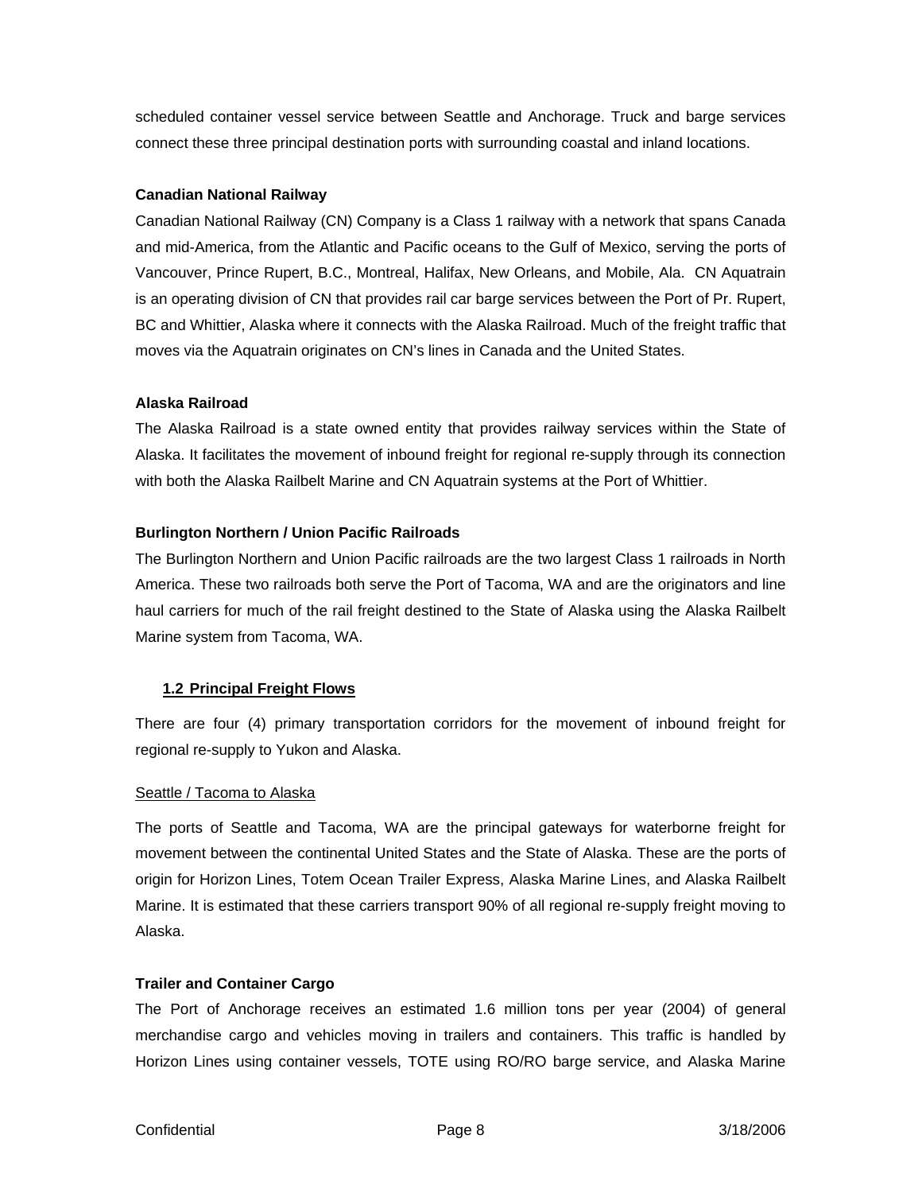scheduled container vessel service between Seattle and Anchorage. Truck and barge services connect these three principal destination ports with surrounding coastal and inland locations.

**Canadian National Railway**

Canadian National Railway (CN) Company is a Class 1 railway with a network that spans Canada and mid-America, from the Atlantic and Pacific oceans to the Gulf of Mexico, serving the ports of Vancouver, Prince Rupert, B.C., Montreal, Halifax, New Orleans, and Mobile, Ala. CN Aquatrain is an operating division of CN that provides rail car barge services between the Port of Pr. Rupert, BC and Whittier, Alaska where it connects with the Alaska Railroad. Much of the freight traffic that moves via the Aquatrain originates on CN's lines in Canada and the United States.

**Alaska Railroad**

The Alaska Railroad is a state owned entity that provides railway services within the State of Alaska. It facilitates the movement of inbound freight for regional re-supply through its connection with both the Alaska Railbelt Marine and CN Aquatrain systems at the Port of Whittier.

**Burlington Northern / Union Pacific Railroads**

The Burlington Northern and Union Pacific railroads are the two largest Class 1 railroads in North America. These two railroads both serve the Port of Tacoma, WA and are the originators and line haul carriers for much of the rail freight destined to the State of Alaska using the Alaska Railbelt Marine system from Tacoma, WA.

## 1.2 Principal Freight Flows

There are four (4) primary transportation corridors for the movement of inbound freight for regional re-supply to Yukon and Alaska.

Seattle / Tacoma to Alaska

The ports of Seattle and Tacoma, WA are the principal gateways for waterborne freight for movement between the continental United States and the State of Alaska. These are the ports of origin for Horizon Lines, Totem Ocean Trailer Express, Alaska Marine Lines, and Alaska Railbelt Marine. It is estimated that these carriers transport 90% of all regional re-supply freight moving to Alaska.

**Trailer and Container Cargo**

The Port of Anchorage receives an estimated 1.6 million tons per year (2004) of general merchandise cargo and vehicles moving in trailers and containers. This traffic is handled by Horizon Lines using container vessels, TOTE using RO/RO barge service, and Alaska Marine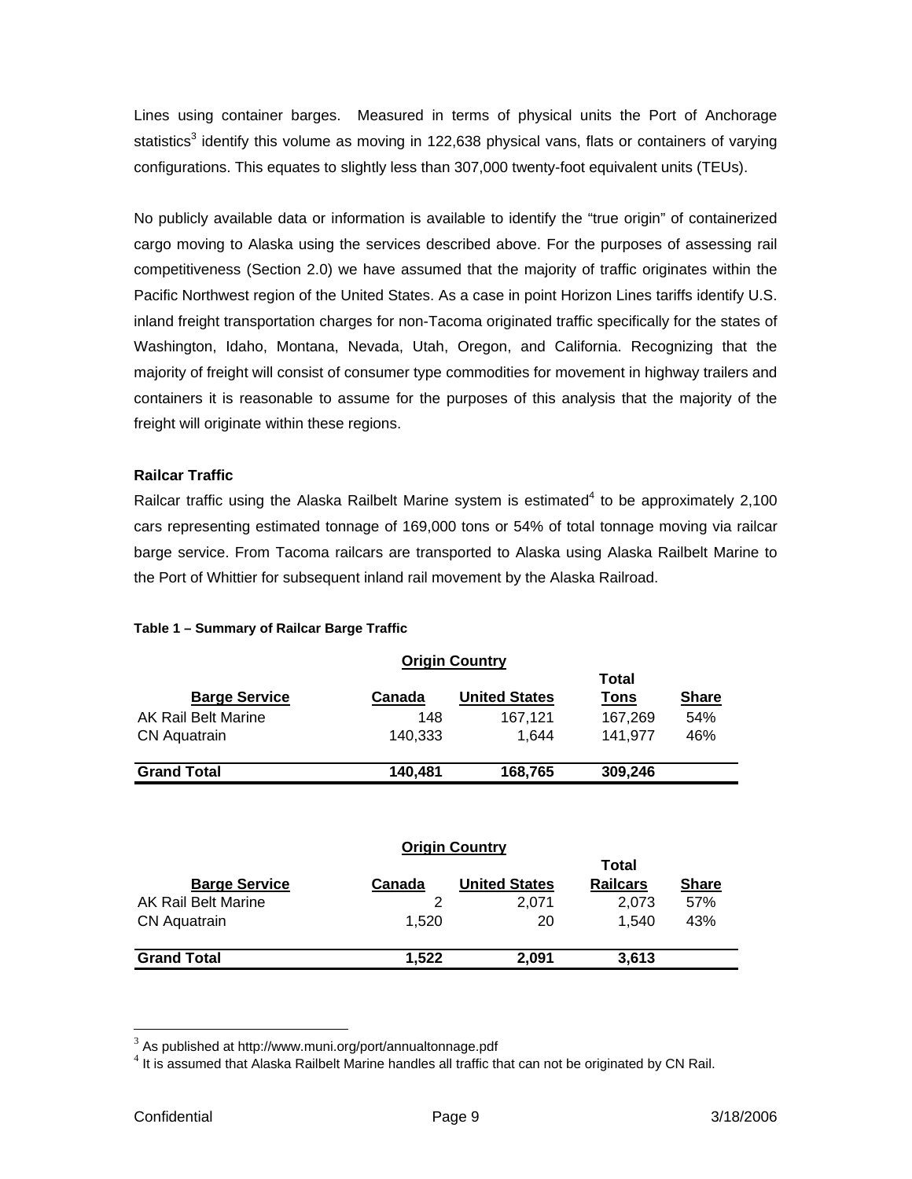Lines using container barges. Measured in terms of physical units the Port of Anchorage statistics[3] identify this volume as moving in 122,638 physical vans, flats or containers of varying configurations. This equates to slightly less than 307,000 twenty-foot equivalent units (TEUs).

No publicly available data or information is available to identify the "true origin" of containerized cargo moving to Alaska using the services described above. For the purposes of assessing rail competitiveness (Section 2.0) we have assumed that the majority of traffic originates within the Pacific Northwest region of the United States. As a case in point Horizon Lines tariffs identify U.S. inland freight transportation charges for non-Tacoma originated traffic specifically for the states of Washington, Idaho, Montana, Nevada, Utah, Oregon, and California. Recognizing that the majority of freight will consist of consumer type commodities for movement in highway trailers and containers it is reasonable to assume for the purposes of this analysis that the majority of the freight will originate within these regions.

**Railcar Traffic**

Railcar traffic using the Alaska Railbelt Marine system is estimated[4] to be approximately 2,100 cars representing estimated tonnage of 169,000 tons or 54% of total tonnage moving via railcar barge service. From Tacoma railcars are transported to Alaska using Alaska Railbelt Marine to the Port of Whittier for subsequent inland rail movement by the Alaska Railroad.

**Table 1 – Summary of Railcar Barge Traffic**

| | Origin Country | | | |
|---|---|---|---|---|
| **Barge Service** | **Canada** | **United States** | **Total Tons** | **Share** |
| AK Rail Belt Marine | 148 | 167,121 | 167,269 | 54% |
| CN Aquatrain | 140,333 | 1,644 | 141,977 | 46% |
| **Grand Total** | **140,481** | **168,765** | **309,246** | |

| | Origin Country | | | |
|---|---|---|---|---|
| **Barge Service** | **Canada** | **United States** | **Total Railcars** | **Share** |
| AK Rail Belt Marine | 2 | 2,071 | 2,073 | 57% |
| CN Aquatrain | 1,520 | 20 | 1,540 | 43% |
| **Grand Total** | **1,522** | **2,091** | **3,613** | |

[3] As published at http://www.muni.org/port/annualtonnage.pdf

[4] It is assumed that Alaska Railbelt Marine handles all traffic that can not be originated by CN Rail.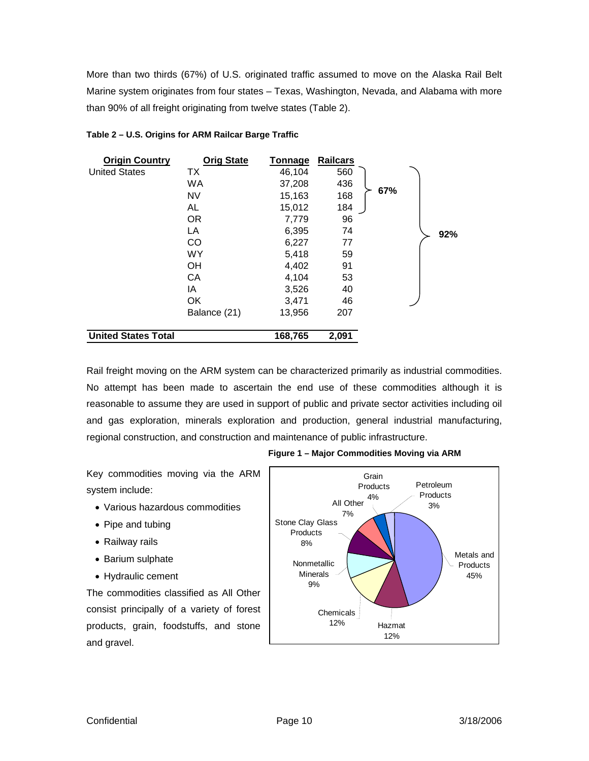More than two thirds (67%) of U.S. originated traffic assumed to move on the Alaska Rail Belt Marine system originates from four states – Texas, Washington, Nevada, and Alabama with more than 90% of all freight originating from twelve states (Table 2).

**Table 2 – U.S. Origins for ARM Railcar Barge Traffic**

| Origin Country | Orig State | Tonnage | Railcars | | |
|---|---|---|---|---|---|
| United States | TX | 46,104 | 560 | 67% | 92% |
| | WA | 37,208 | 436 | | |
| | NV | 15,163 | 168 | | |
| | AL | 15,012 | 184 | | |
| | OR | 7,779 | 96 | | |
| | LA | 6,395 | 74 | | |
| | CO | 6,227 | 77 | | |
| | WY | 5,418 | 59 | | |
| | OH | 4,402 | 91 | | |
| | CA | 4,104 | 53 | | |
| | IA | 3,526 | 40 | | |
| | OK | 3,471 | 46 | | |
| | Balance (21) | 13,956 | 207 | | |
| **United States Total** | | **168,765** | **2,091** | | |

Rail freight moving on the ARM system can be characterized primarily as industrial commodities. No attempt has been made to ascertain the end use of these commodities although it is reasonable to assume they are used in support of public and private sector activities including oil and gas exploration, minerals exploration and production, general industrial manufacturing, regional construction, and construction and maintenance of public infrastructure.

Key commodities moving via the ARM system include:

- Various hazardous commodities
- Pipe and tubing
- Railway rails
- Barium sulphate
- Hydraulic cement

The commodities classified as All Other consist principally of a variety of forest products, grain, foodstuffs, and stone and gravel.

**Figure 1 – Major Commodities Moving via ARM**

| Commodity | Share |
|---|---|
| Metals and Products | 45% |
| Hazmat | 12% |
| Chemicals | 12% |
| Nonmetallic Minerals | 9% |
| Stone Clay Glass Products | 8% |
| All Other | 7% |
| Grain Products | 4% |
| Petroleum Products | 3% |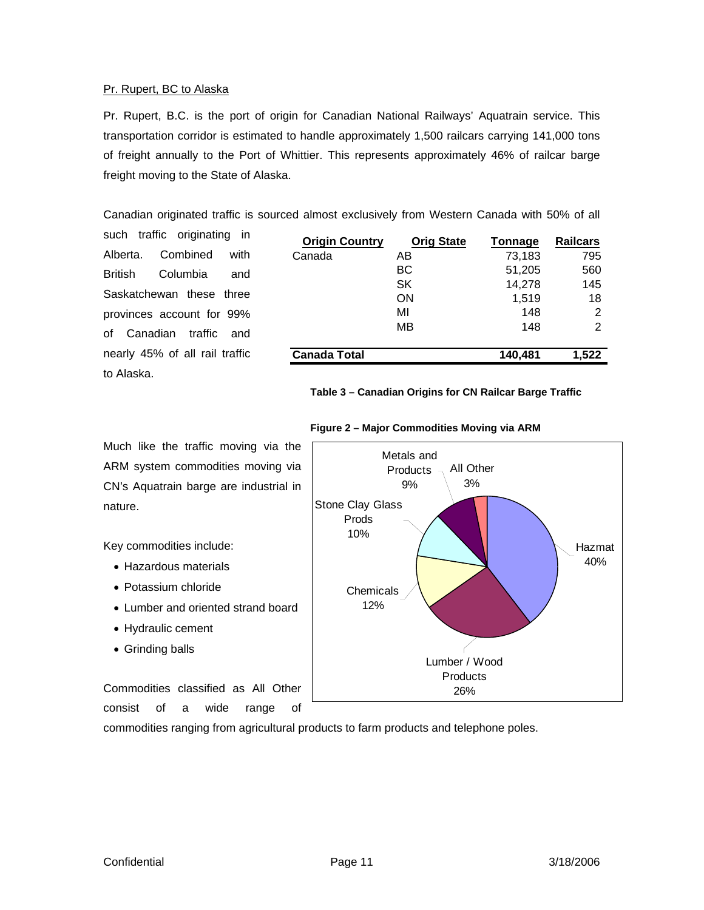Pr. Rupert, BC to Alaska

Pr. Rupert, B.C. is the port of origin for Canadian National Railways' Aquatrain service. This transportation corridor is estimated to handle approximately 1,500 railcars carrying 141,000 tons of freight annually to the Port of Whittier. This represents approximately 46% of railcar barge freight moving to the State of Alaska.

Canadian originated traffic is sourced almost exclusively from Western Canada with 50% of all such traffic originating in Alberta. Combined with British Columbia and Saskatchewan these three provinces account for 99% of Canadian traffic and nearly 45% of all rail traffic to Alaska.

| Origin Country | Orig State | Tonnage | Railcars |
|---|---|---|---|
| Canada | AB | 73,183 | 795 |
| | BC | 51,205 | 560 |
| | SK | 14,278 | 145 |
| | ON | 1,519 | 18 |
| | MI | 148 | 2 |
| | MB | 148 | 2 |
| **Canada Total** | | **140,481** | **1,522** |

**Table 3 – Canadian Origins for CN Railcar Barge Traffic**

Much like the traffic moving via the ARM system commodities moving via CN's Aquatrain barge are industrial in nature.

Key commodities include:

- Hazardous materials
- Potassium chloride
- Lumber and oriented strand board
- Hydraulic cement
- Grinding balls

**Figure 2 – Major Commodities Moving via ARM**

| Commodity | Share |
|---|---|
| Hazmat | 40% |
| Lumber / Wood Products | 26% |
| Chemicals | 12% |
| Stone Clay Glass Prods | 10% |
| Metals and Products | 9% |
| All Other | 3% |

Commodities classified as All Other consist of a wide range of commodities ranging from agricultural products to farm products and telephone poles.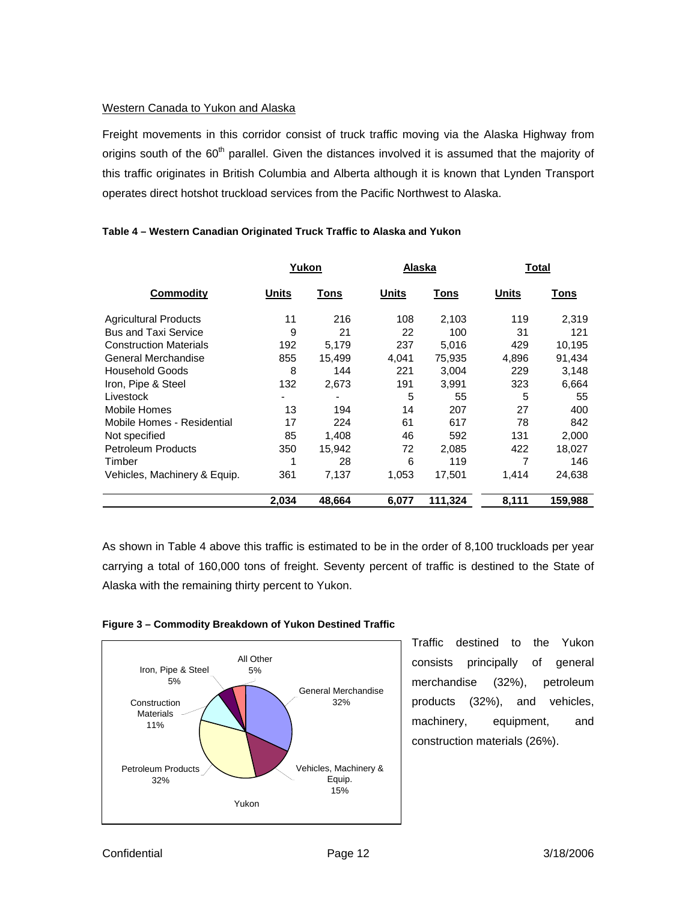Western Canada to Yukon and Alaska

Freight movements in this corridor consist of truck traffic moving via the Alaska Highway from origins south of the 60th parallel. Given the distances involved it is assumed that the majority of this traffic originates in British Columbia and Alberta although it is known that Lynden Transport operates direct hotshot truckload services from the Pacific Northwest to Alaska.

**Table 4 – Western Canadian Originated Truck Traffic to Alaska and Yukon**

| | Yukon | | Alaska | | Total | |
|---|---|---|---|---|---|---|
| **Commodity** | **Units** | **Tons** | **Units** | **Tons** | **Units** | **Tons** |
| Agricultural Products | 11 | 216 | 108 | 2,103 | 119 | 2,319 |
| Bus and Taxi Service | 9 | 21 | 22 | 100 | 31 | 121 |
| Construction Materials | 192 | 5,179 | 237 | 5,016 | 429 | 10,195 |
| General Merchandise | 855 | 15,499 | 4,041 | 75,935 | 4,896 | 91,434 |
| Household Goods | 8 | 144 | 221 | 3,004 | 229 | 3,148 |
| Iron, Pipe & Steel | 132 | 2,673 | 191 | 3,991 | 323 | 6,664 |
| Livestock | - | - | 5 | 55 | 5 | 55 |
| Mobile Homes | 13 | 194 | 14 | 207 | 27 | 400 |
| Mobile Homes - Residential | 17 | 224 | 61 | 617 | 78 | 842 |
| Not specified | 85 | 1,408 | 46 | 592 | 131 | 2,000 |
| Petroleum Products | 350 | 15,942 | 72 | 2,085 | 422 | 18,027 |
| Timber | 1 | 28 | 6 | 119 | 7 | 146 |
| Vehicles, Machinery & Equip. | 361 | 7,137 | 1,053 | 17,501 | 1,414 | 24,638 |
| | **2,034** | **48,664** | **6,077** | **111,324** | **8,111** | **159,988** |

As shown in Table 4 above this traffic is estimated to be in the order of 8,100 truckloads per year carrying a total of 160,000 tons of freight. Seventy percent of traffic is destined to the State of Alaska with the remaining thirty percent to Yukon.

**Figure 3 – Commodity Breakdown of Yukon Destined Traffic**

| Yukon | Share |
|---|---|
| General Merchandise | 32% |
| Vehicles, Machinery & Equip. | 15% |
| Petroleum Products | 32% |
| Construction Materials | 11% |
| Iron, Pipe & Steel | 5% |
| All Other | 5% |

Traffic destined to the Yukon consists principally of general merchandise (32%), petroleum products (32%), and vehicles, machinery, equipment, and construction materials (26%).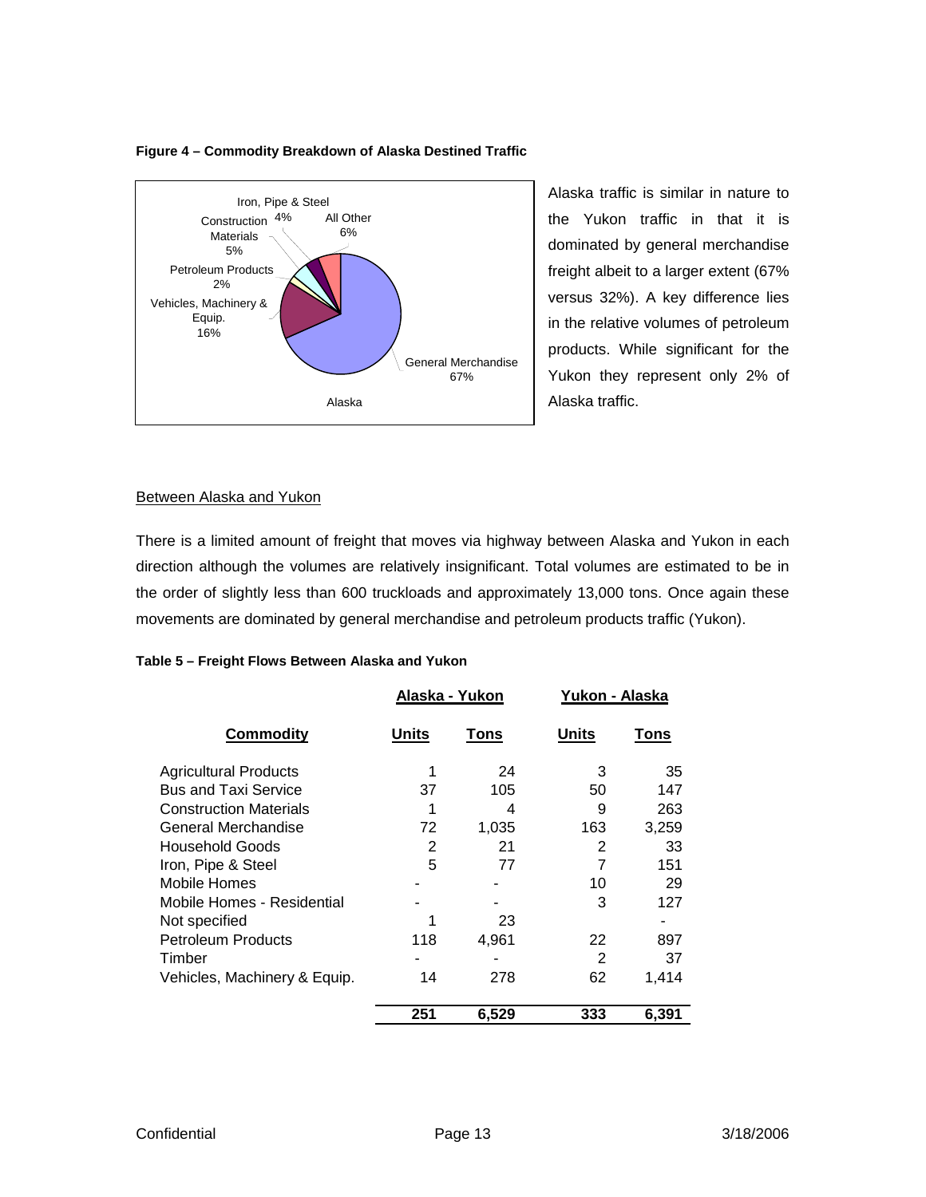**Figure 4 – Commodity Breakdown of Alaska Destined Traffic**

Alaska traffic is similar in nature to the Yukon traffic in that it is dominated by general merchandise freight albeit to a larger extent (67% versus 32%). A key difference lies in the relative volumes of petroleum products. While significant for the Yukon they represent only 2% of Alaska traffic.

Between Alaska and Yukon

There is a limited amount of freight that moves via highway between Alaska and Yukon in each direction although the volumes are relatively insignificant. Total volumes are estimated to be in the order of slightly less than 600 truckloads and approximately 13,000 tons. Once again these movements are dominated by general merchandise and petroleum products traffic (Yukon).

**Table 5 – Freight Flows Between Alaska and Yukon**

| | Alaska - Yukon | | Yukon - Alaska | |
|---|---|---|---|---|
| **Commodity** | **Units** | **Tons** | **Units** | **Tons** |
| Agricultural Products | 1 | 24 | 3 | 35 |
| Bus and Taxi Service | 37 | 105 | 50 | 147 |
| Construction Materials | 1 | 4 | 9 | 263 |
| General Merchandise | 72 | 1,035 | 163 | 3,259 |
| Household Goods | 2 | 21 | 2 | 33 |
| Iron, Pipe & Steel | 5 | 77 | 7 | 151 |
| Mobile Homes | - | - | 10 | 29 |
| Mobile Homes - Residential | - | - | 3 | 127 |
| Not specified | 1 | 23 | | - |
| Petroleum Products | 118 | 4,961 | 22 | 897 |
| Timber | - | - | 2 | 37 |
| Vehicles, Machinery & Equip. | 14 | 278 | 62 | 1,414 |
| | **251** | **6,529** | **333** | **6,391** |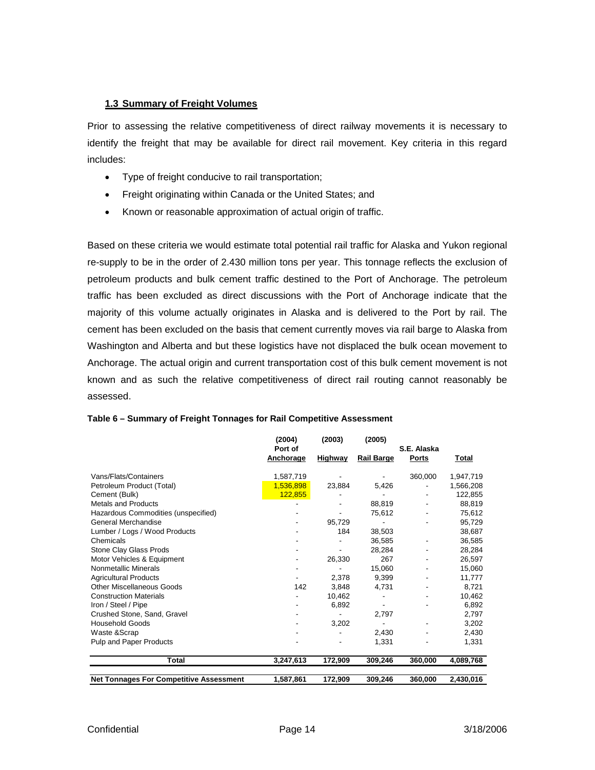### 1.3 Summary of Freight Volumes

Prior to assessing the relative competitiveness of direct railway movements it is necessary to identify the freight that may be available for direct rail movement. Key criteria in this regard includes:

- Type of freight conducive to rail transportation;
- Freight originating within Canada or the United States; and
- Known or reasonable approximation of actual origin of traffic.

Based on these criteria we would estimate total potential rail traffic for Alaska and Yukon regional re-supply to be in the order of 2.430 million tons per year. This tonnage reflects the exclusion of petroleum products and bulk cement traffic destined to the Port of Anchorage. The petroleum traffic has been excluded as direct discussions with the Port of Anchorage indicate that the majority of this volume actually originates in Alaska and is delivered to the Port by rail. The cement has been excluded on the basis that cement currently moves via rail barge to Alaska from Washington and Alberta and but these logistics have not displaced the bulk ocean movement to Anchorage. The actual origin and current transportation cost of this bulk cement movement is not known and as such the relative competitiveness of direct rail routing cannot reasonably be assessed.

**Table 6 – Summary of Freight Tonnages for Rail Competitive Assessment**

| | (2004) Port of Anchorage | (2003) Highway | (2005) Rail Barge | S.E. Alaska Ports | Total |
|---|---|---|---|---|---|
| Vans/Flats/Containers | 1,587,719 | - | - | 360,000 | 1,947,719 |
| Petroleum Product (Total) | 1,536,898 | 23,884 | 5,426 | - | 1,566,208 |
| Cement (Bulk) | 122,855 | - | - | - | 122,855 |
| Metals and Products | - | - | 88,819 | - | 88,819 |
| Hazardous Commodities (unspecified) | - | - | 75,612 | - | 75,612 |
| General Merchandise | - | 95,729 | - | - | 95,729 |
| Lumber / Logs / Wood Products | - | 184 | 38,503 | | 38,687 |
| Chemicals | - | - | 36,585 | - | 36,585 |
| Stone Clay Glass Prods | - | - | 28,284 | - | 28,284 |
| Motor Vehicles & Equipment | - | 26,330 | 267 | - | 26,597 |
| Nonmetallic Minerals | - | - | 15,060 | - | 15,060 |
| Agricultural Products | - | 2,378 | 9,399 | - | 11,777 |
| Other Miscellaneous Goods | 142 | 3,848 | 4,731 | - | 8,721 |
| Construction Materials | - | 10,462 | - | - | 10,462 |
| Iron / Steel / Pipe | - | 6,892 | - | - | 6,892 |
| Crushed Stone, Sand, Gravel | - | - | 2,797 | | 2,797 |
| Household Goods | - | 3,202 | - | - | 3,202 |
| Waste &Scrap | - | - | 2,430 | - | 2,430 |
| Pulp and Paper Products | - | - | 1,331 | - | 1,331 |
| **Total** | **3,247,613** | **172,909** | **309,246** | **360,000** | **4,089,768** |
| **Net Tonnages For Competitive Assessment** | **1,587,861** | **172,909** | **309,246** | **360,000** | **2,430,016** |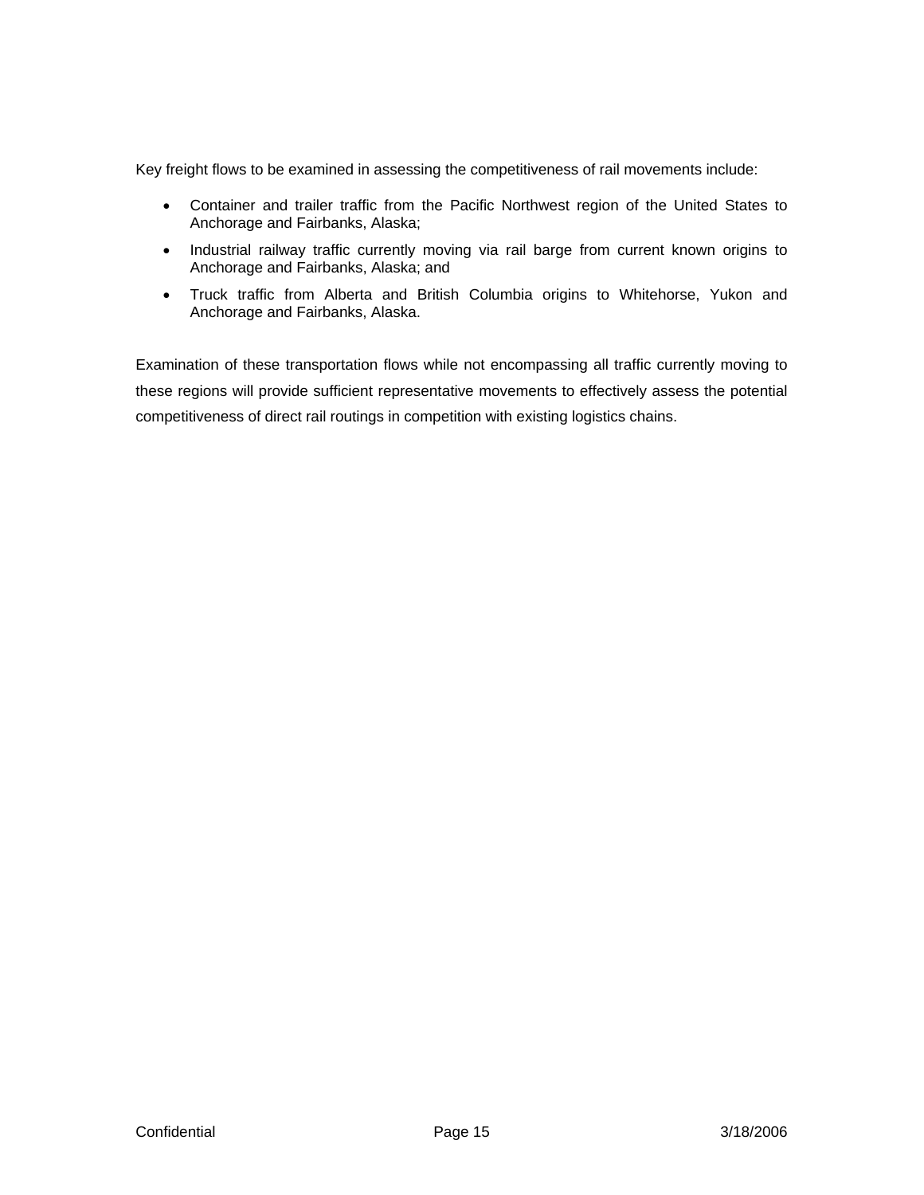Key freight flows to be examined in assessing the competitiveness of rail movements include:

- Container and trailer traffic from the Pacific Northwest region of the United States to Anchorage and Fairbanks, Alaska;
- Industrial railway traffic currently moving via rail barge from current known origins to Anchorage and Fairbanks, Alaska; and
- Truck traffic from Alberta and British Columbia origins to Whitehorse, Yukon and Anchorage and Fairbanks, Alaska.

Examination of these transportation flows while not encompassing all traffic currently moving to these regions will provide sufficient representative movements to effectively assess the potential competitiveness of direct rail routings in competition with existing logistics chains.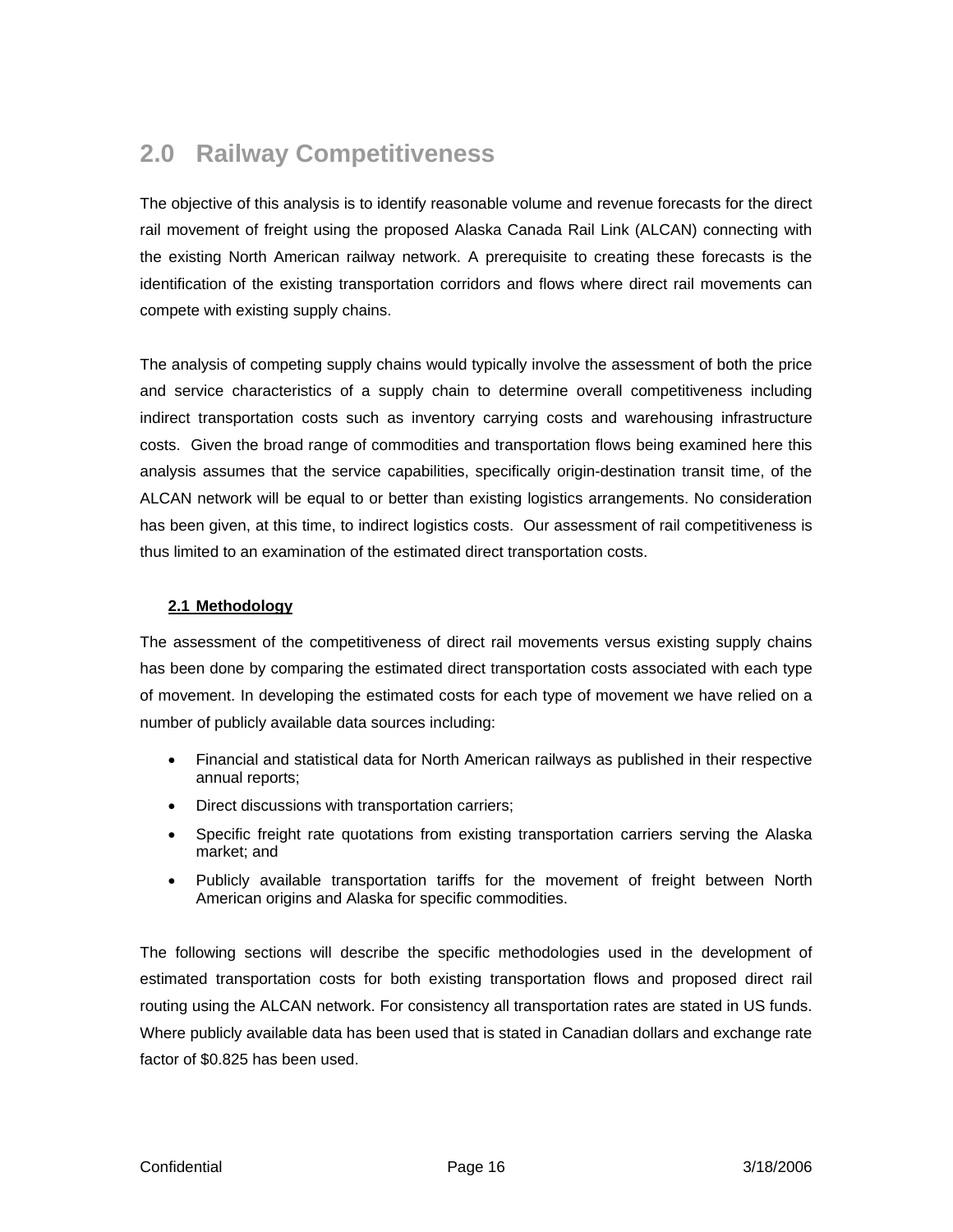# 2.0 Railway Competitiveness

The objective of this analysis is to identify reasonable volume and revenue forecasts for the direct rail movement of freight using the proposed Alaska Canada Rail Link (ALCAN) connecting with the existing North American railway network. A prerequisite to creating these forecasts is the identification of the existing transportation corridors and flows where direct rail movements can compete with existing supply chains.

The analysis of competing supply chains would typically involve the assessment of both the price and service characteristics of a supply chain to determine overall competitiveness including indirect transportation costs such as inventory carrying costs and warehousing infrastructure costs. Given the broad range of commodities and transportation flows being examined here this analysis assumes that the service capabilities, specifically origin-destination transit time, of the ALCAN network will be equal to or better than existing logistics arrangements. No consideration has been given, at this time, to indirect logistics costs. Our assessment of rail competitiveness is thus limited to an examination of the estimated direct transportation costs.

## 2.1 Methodology

The assessment of the competitiveness of direct rail movements versus existing supply chains has been done by comparing the estimated direct transportation costs associated with each type of movement. In developing the estimated costs for each type of movement we have relied on a number of publicly available data sources including:

- Financial and statistical data for North American railways as published in their respective annual reports;
- Direct discussions with transportation carriers;
- Specific freight rate quotations from existing transportation carriers serving the Alaska market; and
- Publicly available transportation tariffs for the movement of freight between North American origins and Alaska for specific commodities.

The following sections will describe the specific methodologies used in the development of estimated transportation costs for both existing transportation flows and proposed direct rail routing using the ALCAN network. For consistency all transportation rates are stated in US funds. Where publicly available data has been used that is stated in Canadian dollars and exchange rate factor of $0.825 has been used.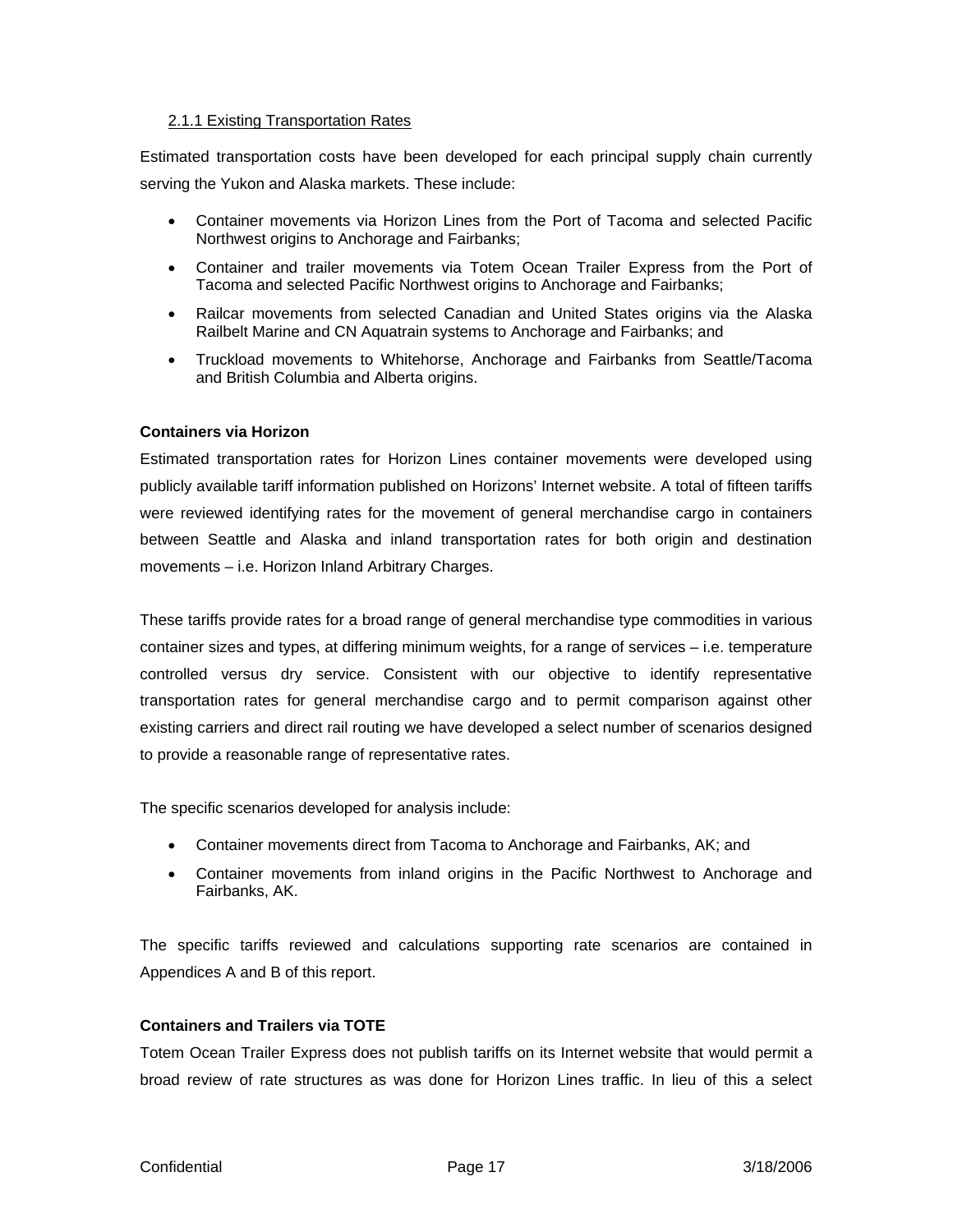2.1.1 Existing Transportation Rates

Estimated transportation costs have been developed for each principal supply chain currently serving the Yukon and Alaska markets. These include:

- Container movements via Horizon Lines from the Port of Tacoma and selected Pacific Northwest origins to Anchorage and Fairbanks;
- Container and trailer movements via Totem Ocean Trailer Express from the Port of Tacoma and selected Pacific Northwest origins to Anchorage and Fairbanks;
- Railcar movements from selected Canadian and United States origins via the Alaska Railbelt Marine and CN Aquatrain systems to Anchorage and Fairbanks; and
- Truckload movements to Whitehorse, Anchorage and Fairbanks from Seattle/Tacoma and British Columbia and Alberta origins.

**Containers via Horizon**

Estimated transportation rates for Horizon Lines container movements were developed using publicly available tariff information published on Horizons' Internet website. A total of fifteen tariffs were reviewed identifying rates for the movement of general merchandise cargo in containers between Seattle and Alaska and inland transportation rates for both origin and destination movements – i.e. Horizon Inland Arbitrary Charges.

These tariffs provide rates for a broad range of general merchandise type commodities in various container sizes and types, at differing minimum weights, for a range of services – i.e. temperature controlled versus dry service. Consistent with our objective to identify representative transportation rates for general merchandise cargo and to permit comparison against other existing carriers and direct rail routing we have developed a select number of scenarios designed to provide a reasonable range of representative rates.

The specific scenarios developed for analysis include:

- Container movements direct from Tacoma to Anchorage and Fairbanks, AK; and
- Container movements from inland origins in the Pacific Northwest to Anchorage and Fairbanks, AK.

The specific tariffs reviewed and calculations supporting rate scenarios are contained in Appendices A and B of this report.

**Containers and Trailers via TOTE**

Totem Ocean Trailer Express does not publish tariffs on its Internet website that would permit a broad review of rate structures as was done for Horizon Lines traffic. In lieu of this a select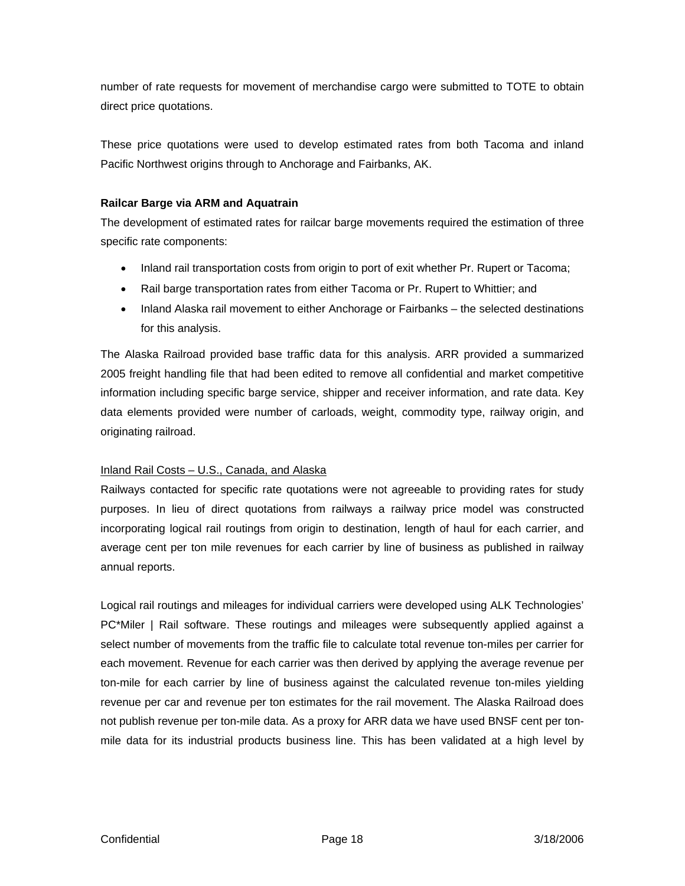number of rate requests for movement of merchandise cargo were submitted to TOTE to obtain direct price quotations.

These price quotations were used to develop estimated rates from both Tacoma and inland Pacific Northwest origins through to Anchorage and Fairbanks, AK.

**Railcar Barge via ARM and Aquatrain**

The development of estimated rates for railcar barge movements required the estimation of three specific rate components:

- Inland rail transportation costs from origin to port of exit whether Pr. Rupert or Tacoma;
- Rail barge transportation rates from either Tacoma or Pr. Rupert to Whittier; and
- Inland Alaska rail movement to either Anchorage or Fairbanks – the selected destinations for this analysis.

The Alaska Railroad provided base traffic data for this analysis. ARR provided a summarized 2005 freight handling file that had been edited to remove all confidential and market competitive information including specific barge service, shipper and receiver information, and rate data. Key data elements provided were number of carloads, weight, commodity type, railway origin, and originating railroad.

<u>Inland Rail Costs – U.S., Canada, and Alaska</u>

Railways contacted for specific rate quotations were not agreeable to providing rates for study purposes. In lieu of direct quotations from railways a railway price model was constructed incorporating logical rail routings from origin to destination, length of haul for each carrier, and average cent per ton mile revenues for each carrier by line of business as published in railway annual reports.

Logical rail routings and mileages for individual carriers were developed using ALK Technologies' PC*Miler | Rail software. These routings and mileages were subsequently applied against a select number of movements from the traffic file to calculate total revenue ton-miles per carrier for each movement. Revenue for each carrier was then derived by applying the average revenue per ton-mile for each carrier by line of business against the calculated revenue ton-miles yielding revenue per car and revenue per ton estimates for the rail movement. The Alaska Railroad does not publish revenue per ton-mile data. As a proxy for ARR data we have used BNSF cent per ton-mile data for its industrial products business line. This has been validated at a high level by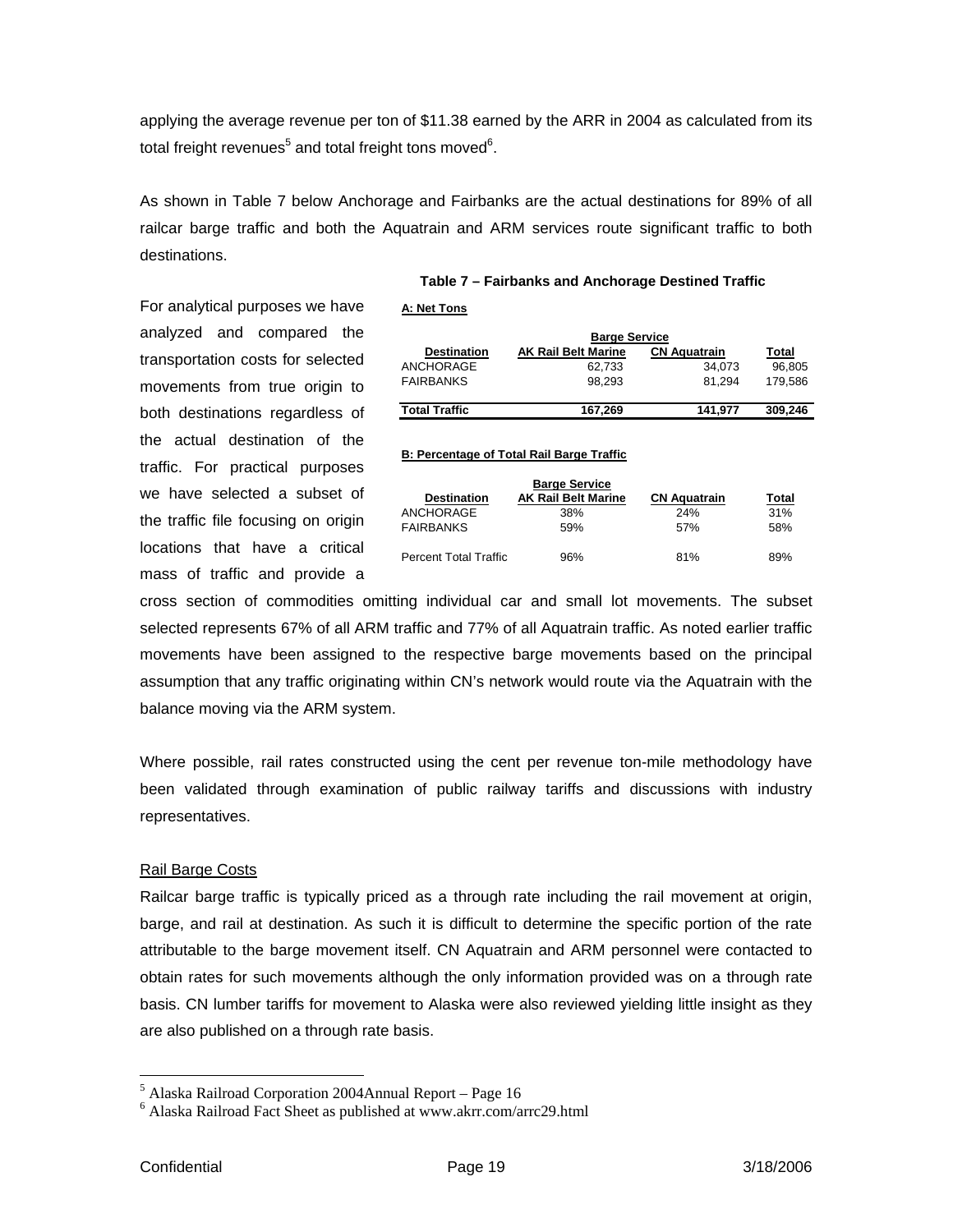applying the average revenue per ton of $11.38 earned by the ARR in 2004 as calculated from its total freight revenues[5] and total freight tons moved[6].

As shown in Table 7 below Anchorage and Fairbanks are the actual destinations for 89% of all railcar barge traffic and both the Aquatrain and ARM services route significant traffic to both destinations.

**Table 7 – Fairbanks and Anchorage Destined Traffic**

**A: Net Tons**

| | Barge Service | | |
|---|---|---|---|
| **Destination** | **AK Rail Belt Marine** | **CN Aquatrain** | **Total** |
| ANCHORAGE | 62,733 | 34,073 | 96,805 |
| FAIRBANKS | 98,293 | 81,294 | 179,586 |
| **Total Traffic** | **167,269** | **141,977** | **309,246** |

**B: Percentage of Total Rail Barge Traffic**

| | Barge Service | | |
|---|---|---|---|
| **Destination** | **AK Rail Belt Marine** | **CN Aquatrain** | **Total** |
| ANCHORAGE | 38% | 24% | 31% |
| FAIRBANKS | 59% | 57% | 58% |
| Percent Total Traffic | 96% | 81% | 89% |

For analytical purposes we have analyzed and compared the transportation costs for selected movements from true origin to both destinations regardless of the actual destination of the traffic. For practical purposes we have selected a subset of the traffic file focusing on origin locations that have a critical mass of traffic and provide a cross section of commodities omitting individual car and small lot movements. The subset selected represents 67% of all ARM traffic and 77% of all Aquatrain traffic. As noted earlier traffic movements have been assigned to the respective barge movements based on the principal assumption that any traffic originating within CN's network would route via the Aquatrain with the balance moving via the ARM system.

Where possible, rail rates constructed using the cent per revenue ton-mile methodology have been validated through examination of public railway tariffs and discussions with industry representatives.

## Rail Barge Costs

Railcar barge traffic is typically priced as a through rate including the rail movement at origin, barge, and rail at destination. As such it is difficult to determine the specific portion of the rate attributable to the barge movement itself. CN Aquatrain and ARM personnel were contacted to obtain rates for such movements although the only information provided was on a through rate basis. CN lumber tariffs for movement to Alaska were also reviewed yielding little insight as they are also published on a through rate basis.

---

[5] Alaska Railroad Corporation 2004Annual Report – Page 16

[6] Alaska Railroad Fact Sheet as published at www.akrr.com/arrc29.html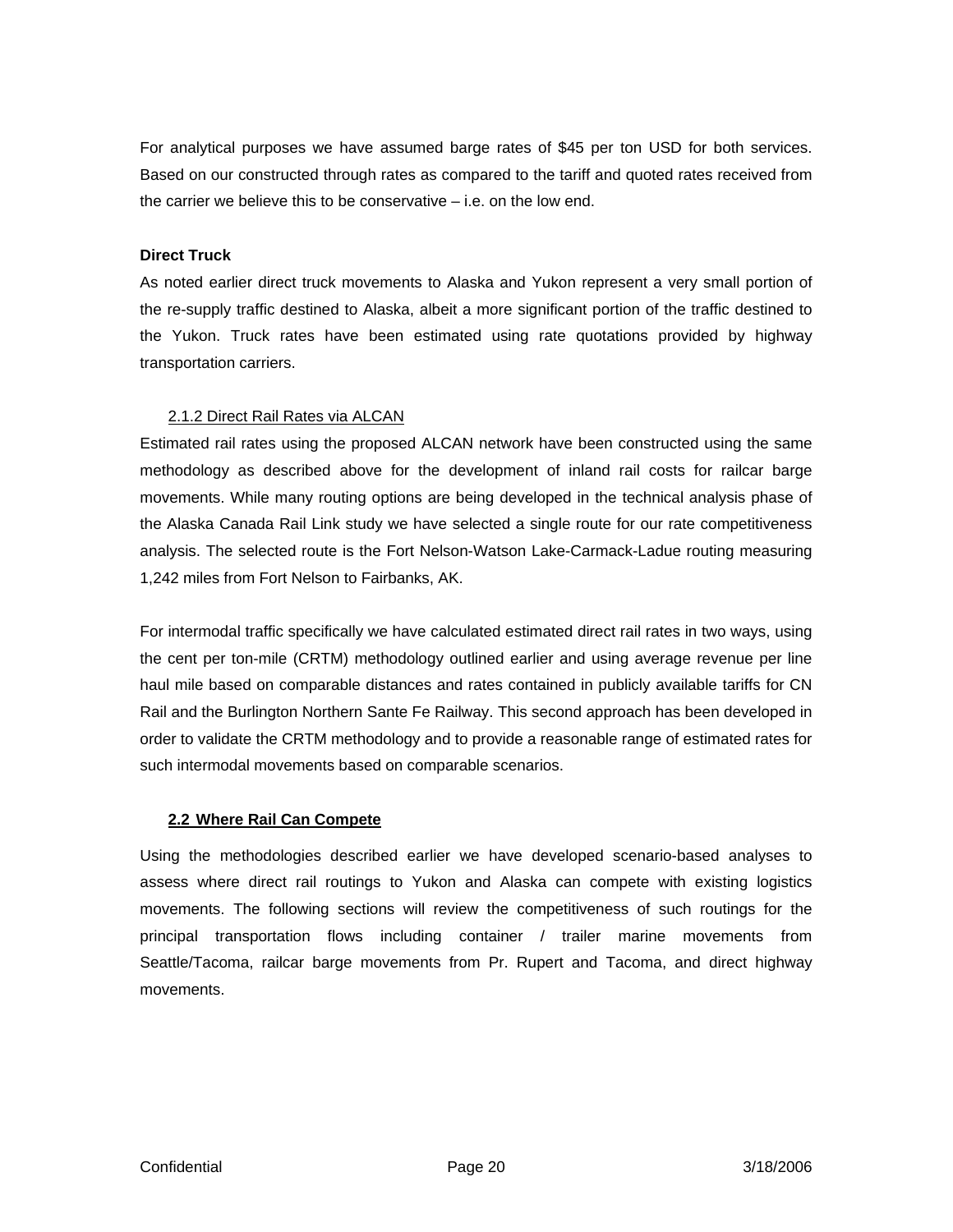For analytical purposes we have assumed barge rates of $45 per ton USD for both services. Based on our constructed through rates as compared to the tariff and quoted rates received from the carrier we believe this to be conservative – i.e. on the low end.

**Direct Truck**

As noted earlier direct truck movements to Alaska and Yukon represent a very small portion of the re-supply traffic destined to Alaska, albeit a more significant portion of the traffic destined to the Yukon. Truck rates have been estimated using rate quotations provided by highway transportation carriers.

### 2.1.2 Direct Rail Rates via ALCAN

Estimated rail rates using the proposed ALCAN network have been constructed using the same methodology as described above for the development of inland rail costs for railcar barge movements. While many routing options are being developed in the technical analysis phase of the Alaska Canada Rail Link study we have selected a single route for our rate competitiveness analysis. The selected route is the Fort Nelson-Watson Lake-Carmack-Ladue routing measuring 1,242 miles from Fort Nelson to Fairbanks, AK.

For intermodal traffic specifically we have calculated estimated direct rail rates in two ways, using the cent per ton-mile (CRTM) methodology outlined earlier and using average revenue per line haul mile based on comparable distances and rates contained in publicly available tariffs for CN Rail and the Burlington Northern Sante Fe Railway. This second approach has been developed in order to validate the CRTM methodology and to provide a reasonable range of estimated rates for such intermodal movements based on comparable scenarios.

## 2.2 Where Rail Can Compete

Using the methodologies described earlier we have developed scenario-based analyses to assess where direct rail routings to Yukon and Alaska can compete with existing logistics movements. The following sections will review the competitiveness of such routings for the principal transportation flows including container / trailer marine movements from Seattle/Tacoma, railcar barge movements from Pr. Rupert and Tacoma, and direct highway movements.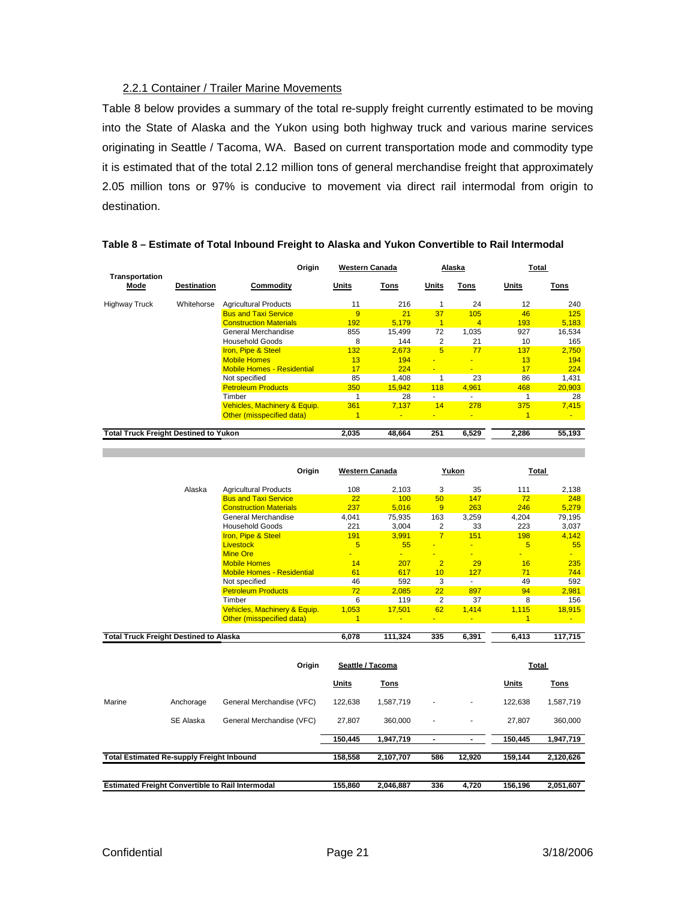### 2.2.1 Container / Trailer Marine Movements

Table 8 below provides a summary of the total re-supply freight currently estimated to be moving into the State of Alaska and the Yukon using both highway truck and various marine services originating in Seattle / Tacoma, WA. Based on current transportation mode and commodity type it is estimated that of the total 2.12 million tons of general merchandise freight that approximately 2.05 million tons or 97% is conducive to movement via direct rail intermodal from origin to destination.

**Table 8 – Estimate of Total Inbound Freight to Alaska and Yukon Convertible to Rail Intermodal**

| | | Origin | Western Canada | | Alaska | | Total | |
|---|---|---|---|---|---|---|---|---|
| Transportation Mode | Destination | Commodity | Units | Tons | Units | Tons | Units | Tons |
| Highway Truck | Whitehorse | Agricultural Products | 11 | 216 | 1 | 24 | 12 | 240 |
| | | Bus and Taxi Service | 9 | 21 | 37 | 105 | 46 | 125 |
| | | Construction Materials | 192 | 5,179 | 1 | 4 | 193 | 5,183 |
| | | General Merchandise | 855 | 15,499 | 72 | 1,035 | 927 | 16,534 |
| | | Household Goods | 8 | 144 | 2 | 21 | 10 | 165 |
| | | Iron, Pipe & Steel | 132 | 2,673 | 5 | 77 | 137 | 2,750 |
| | | Mobile Homes | 13 | 194 | - | - | 13 | 194 |
| | | Mobile Homes - Residential | 17 | 224 | - | - | 17 | 224 |
| | | Not specified | 85 | 1,408 | 1 | 23 | 86 | 1,431 |
| | | Petroleum Products | 350 | 15,942 | 118 | 4,961 | 468 | 20,903 |
| | | Timber | 1 | 28 | - | - | 1 | 28 |
| | | Vehicles, Machinery & Equip. | 361 | 7,137 | 14 | 278 | 375 | 7,415 |
| | | Other (misspecified data) | 1 | - | - | - | 1 | - |
| **Total Truck Freight Destined to Yukon** | | | **2,035** | **48,664** | **251** | **6,529** | **2,286** | **55,193** |

| | | Origin | Western Canada | | Yukon | | Total | |
|---|---|---|---|---|---|---|---|---|
| | Alaska | Agricultural Products | 108 | 2,103 | 3 | 35 | 111 | 2,138 |
| | | Bus and Taxi Service | 22 | 100 | 50 | 147 | 72 | 248 |
| | | Construction Materials | 237 | 5,016 | 9 | 263 | 246 | 5,279 |
| | | General Merchandise | 4,041 | 75,935 | 163 | 3,259 | 4,204 | 79,195 |
| | | Household Goods | 221 | 3,004 | 2 | 33 | 223 | 3,037 |
| | | Iron, Pipe & Steel | 191 | 3,991 | 7 | 151 | 198 | 4,142 |
| | | Livestock | 5 | 55 | - | - | 5 | 55 |
| | | Mine Ore | - | - | - | - | - | - |
| | | Mobile Homes | 14 | 207 | 2 | 29 | 16 | 235 |
| | | Mobile Homes - Residential | 61 | 617 | 10 | 127 | 71 | 744 |
| | | Not specified | 46 | 592 | 3 | - | 49 | 592 |
| | | Petroleum Products | 72 | 2,085 | 22 | 897 | 94 | 2,981 |
| | | Timber | 6 | 119 | 2 | 37 | 8 | 156 |
| | | Vehicles, Machinery & Equip. | 1,053 | 17,501 | 62 | 1,414 | 1,115 | 18,915 |
| | | Other (misspecified data) | 1 | - | - | - | 1 | - |
| **Total Truck Freight Destined to Alaska** | | | **6,078** | **111,324** | **335** | **6,391** | **6,413** | **117,715** |

| | | Origin | Seattle / Tacoma | | | | Total | |
|---|---|---|---|---|---|---|---|---|
| | | | Units | Tons | | | Units | Tons |
| Marine | Anchorage | General Merchandise (VFC) | 122,638 | 1,587,719 | - | - | 122,638 | 1,587,719 |
| | SE Alaska | General Merchandise (VFC) | 27,807 | 360,000 | - | - | 27,807 | 360,000 |
| | | | **150,445** | **1,947,719** | **-** | **-** | **150,445** | **1,947,719** |
| **Total Estimated Re-supply Freight Inbound** | | | **158,558** | **2,107,707** | **586** | **12,920** | **159,144** | **2,120,626** |
| **Estimated Freight Convertible to Rail Intermodal** | | | **155,860** | **2,046,887** | **336** | **4,720** | **156,196** | **2,051,607** |

Confidential 3/18/2006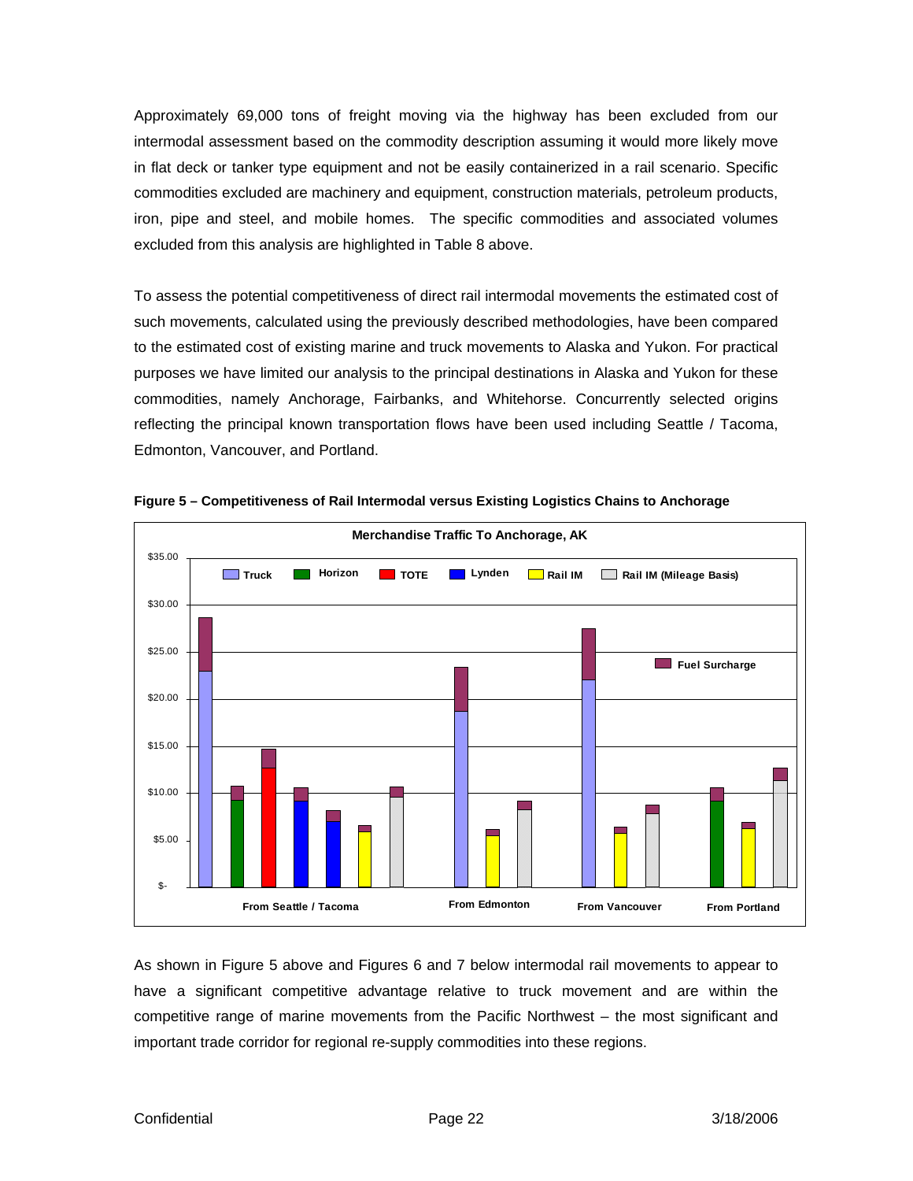Approximately 69,000 tons of freight moving via the highway has been excluded from our intermodal assessment based on the commodity description assuming it would more likely move in flat deck or tanker type equipment and not be easily containerized in a rail scenario. Specific commodities excluded are machinery and equipment, construction materials, petroleum products, iron, pipe and steel, and mobile homes. The specific commodities and associated volumes excluded from this analysis are highlighted in Table 8 above.

To assess the potential competitiveness of direct rail intermodal movements the estimated cost of such movements, calculated using the previously described methodologies, have been compared to the estimated cost of existing marine and truck movements to Alaska and Yukon. For practical purposes we have limited our analysis to the principal destinations in Alaska and Yukon for these commodities, namely Anchorage, Fairbanks, and Whitehorse. Concurrently selected origins reflecting the principal known transportation flows have been used including Seattle / Tacoma, Edmonton, Vancouver, and Portland.

**Figure 5 – Competitiveness of Rail Intermodal versus Existing Logistics Chains to Anchorage**

As shown in Figure 5 above and Figures 6 and 7 below intermodal rail movements to appear to have a significant competitive advantage relative to truck movement and are within the competitive range of marine movements from the Pacific Northwest – the most significant and important trade corridor for regional re-supply commodities into these regions.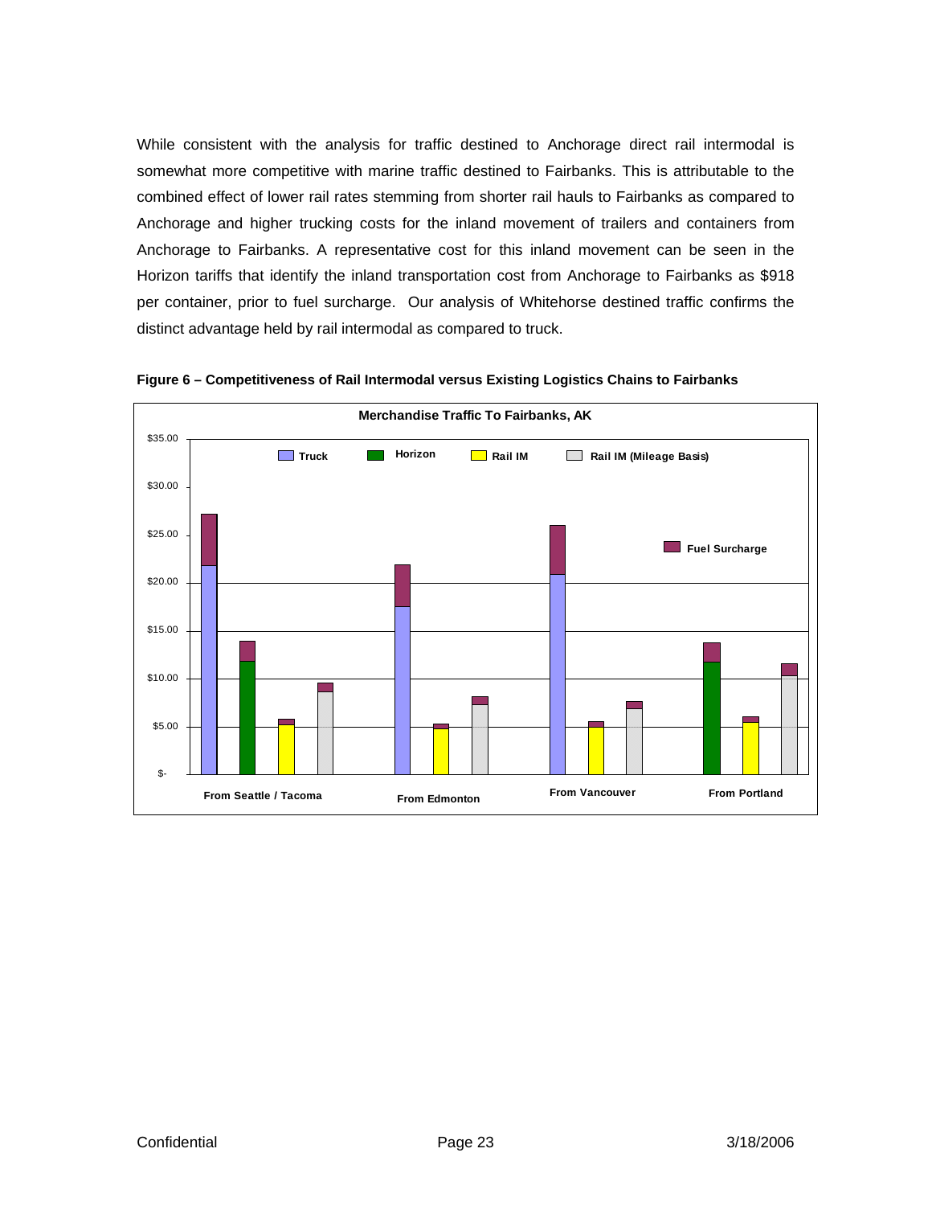While consistent with the analysis for traffic destined to Anchorage direct rail intermodal is somewhat more competitive with marine traffic destined to Fairbanks. This is attributable to the combined effect of lower rail rates stemming from shorter rail hauls to Fairbanks as compared to Anchorage and higher trucking costs for the inland movement of trailers and containers from Anchorage to Fairbanks. A representative cost for this inland movement can be seen in the Horizon tariffs that identify the inland transportation cost from Anchorage to Fairbanks as $918 per container, prior to fuel surcharge. Our analysis of Whitehorse destined traffic confirms the distinct advantage held by rail intermodal as compared to truck.

**Figure 6 – Competitiveness of Rail Intermodal versus Existing Logistics Chains to Fairbanks**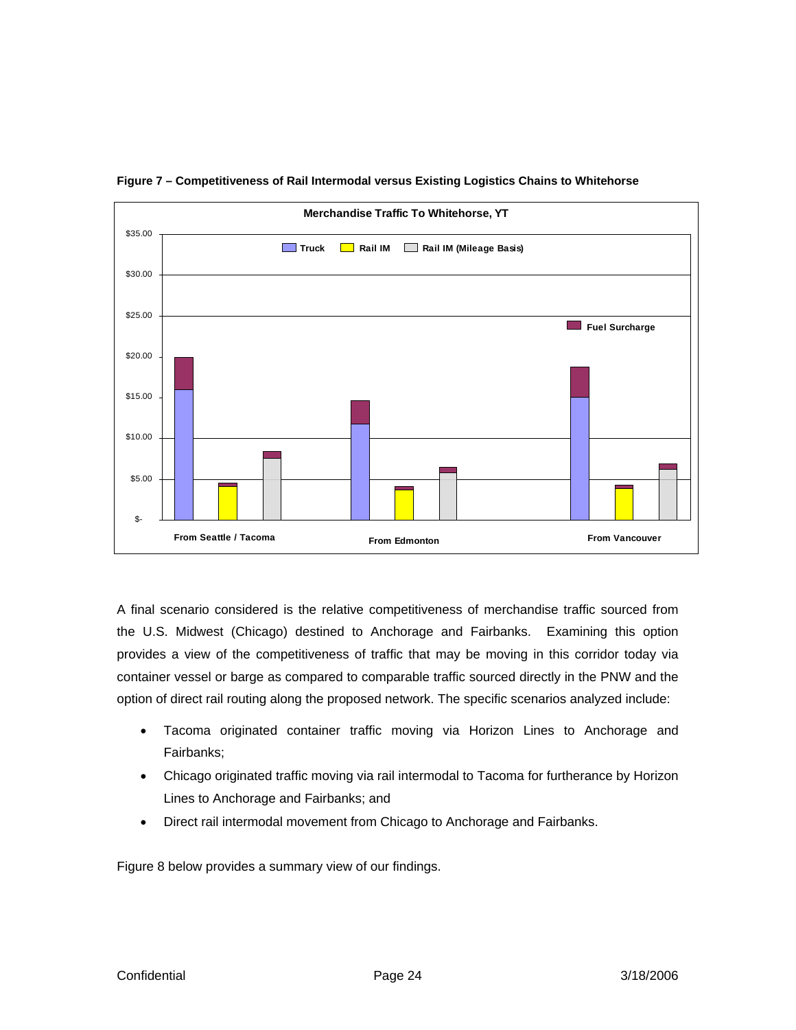**Figure 7 – Competitiveness of Rail Intermodal versus Existing Logistics Chains to Whitehorse**

A final scenario considered is the relative competitiveness of merchandise traffic sourced from the U.S. Midwest (Chicago) destined to Anchorage and Fairbanks. Examining this option provides a view of the competitiveness of traffic that may be moving in this corridor today via container vessel or barge as compared to comparable traffic sourced directly in the PNW and the option of direct rail routing along the proposed network. The specific scenarios analyzed include:

- Tacoma originated container traffic moving via Horizon Lines to Anchorage and Fairbanks;
- Chicago originated traffic moving via rail intermodal to Tacoma for furtherance by Horizon Lines to Anchorage and Fairbanks; and
- Direct rail intermodal movement from Chicago to Anchorage and Fairbanks.

Figure 8 below provides a summary view of our findings.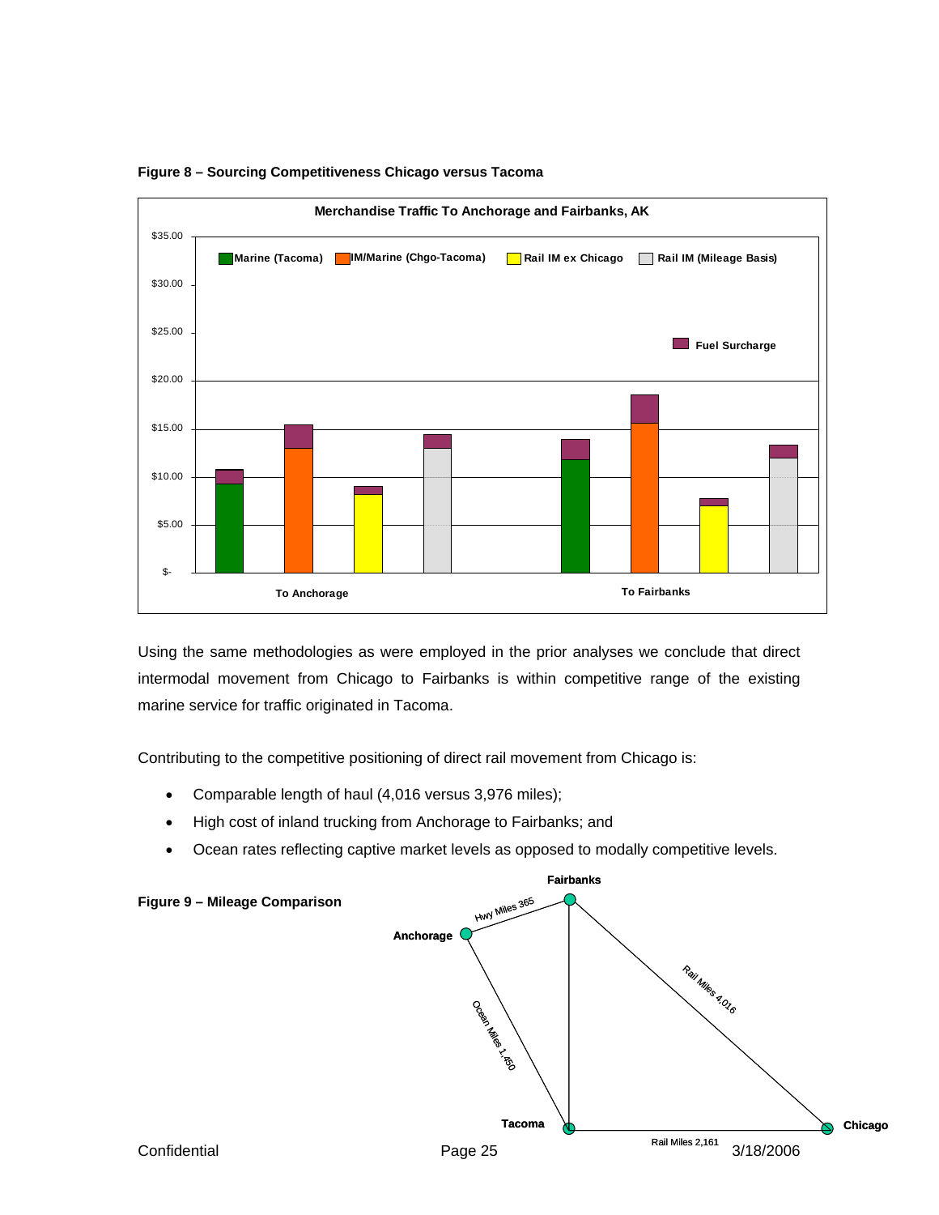**Figure 8 – Sourcing Competitiveness Chicago versus Tacoma**

Using the same methodologies as were employed in the prior analyses we conclude that direct intermodal movement from Chicago to Fairbanks is within competitive range of the existing marine service for traffic originated in Tacoma.

Contributing to the competitive positioning of direct rail movement from Chicago is:

- Comparable length of haul (4,016 versus 3,976 miles);
- High cost of inland trucking from Anchorage to Fairbanks; and
- Ocean rates reflecting captive market levels as opposed to modally competitive levels.

**Figure 9 – Mileage Comparison**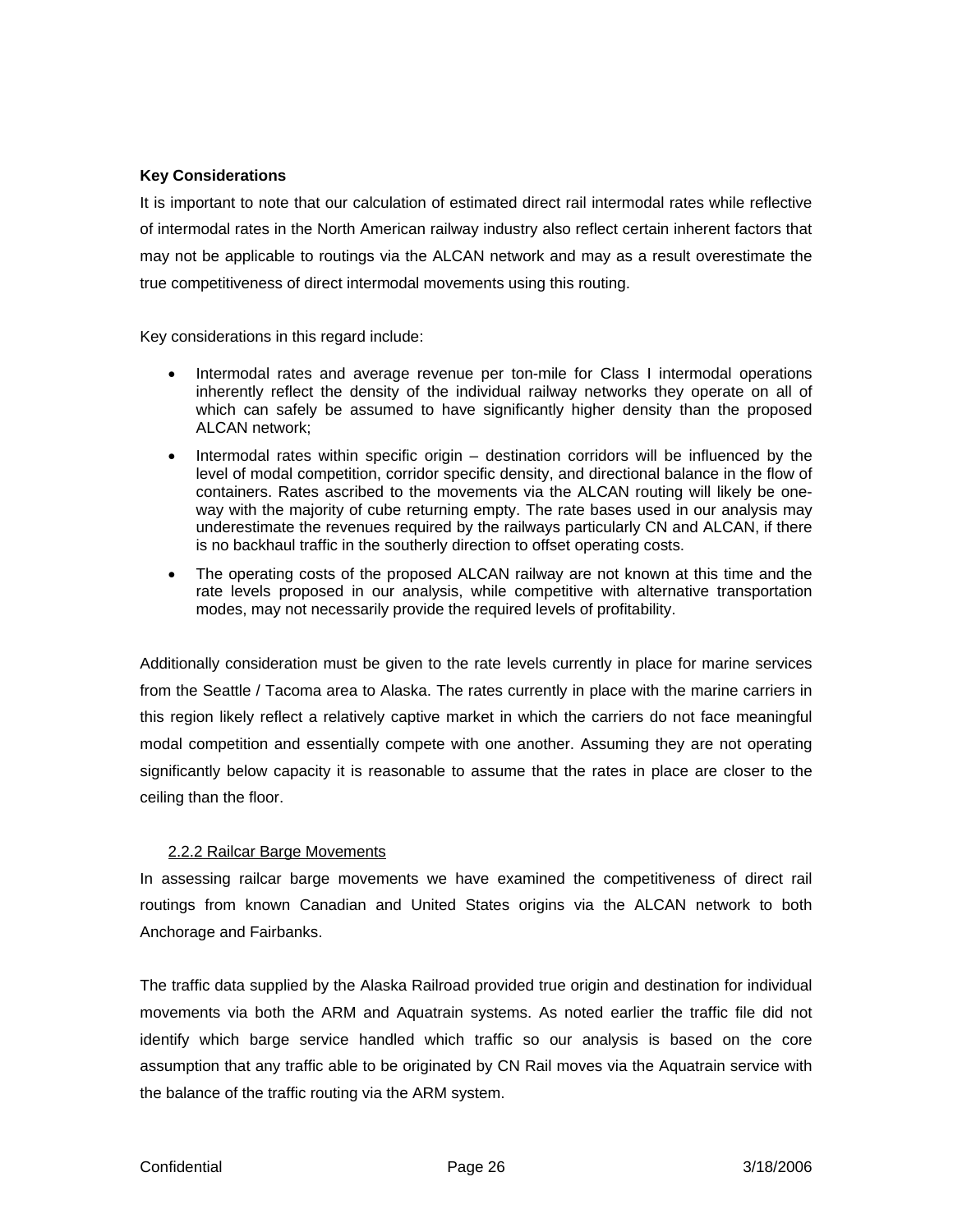**Key Considerations**

It is important to note that our calculation of estimated direct rail intermodal rates while reflective of intermodal rates in the North American railway industry also reflect certain inherent factors that may not be applicable to routings via the ALCAN network and may as a result overestimate the true competitiveness of direct intermodal movements using this routing.

Key considerations in this regard include:

- Intermodal rates and average revenue per ton-mile for Class I intermodal operations inherently reflect the density of the individual railway networks they operate on all of which can safely be assumed to have significantly higher density than the proposed ALCAN network;
- Intermodal rates within specific origin – destination corridors will be influenced by the level of modal competition, corridor specific density, and directional balance in the flow of containers. Rates ascribed to the movements via the ALCAN routing will likely be one-way with the majority of cube returning empty. The rate bases used in our analysis may underestimate the revenues required by the railways particularly CN and ALCAN, if there is no backhaul traffic in the southerly direction to offset operating costs.
- The operating costs of the proposed ALCAN railway are not known at this time and the rate levels proposed in our analysis, while competitive with alternative transportation modes, may not necessarily provide the required levels of profitability.

Additionally consideration must be given to the rate levels currently in place for marine services from the Seattle / Tacoma area to Alaska. The rates currently in place with the marine carriers in this region likely reflect a relatively captive market in which the carriers do not face meaningful modal competition and essentially compete with one another. Assuming they are not operating significantly below capacity it is reasonable to assume that the rates in place are closer to the ceiling than the floor.

### 2.2.2 Railcar Barge Movements

In assessing railcar barge movements we have examined the competitiveness of direct rail routings from known Canadian and United States origins via the ALCAN network to both Anchorage and Fairbanks.

The traffic data supplied by the Alaska Railroad provided true origin and destination for individual movements via both the ARM and Aquatrain systems. As noted earlier the traffic file did not identify which barge service handled which traffic so our analysis is based on the core assumption that any traffic able to be originated by CN Rail moves via the Aquatrain service with the balance of the traffic routing via the ARM system.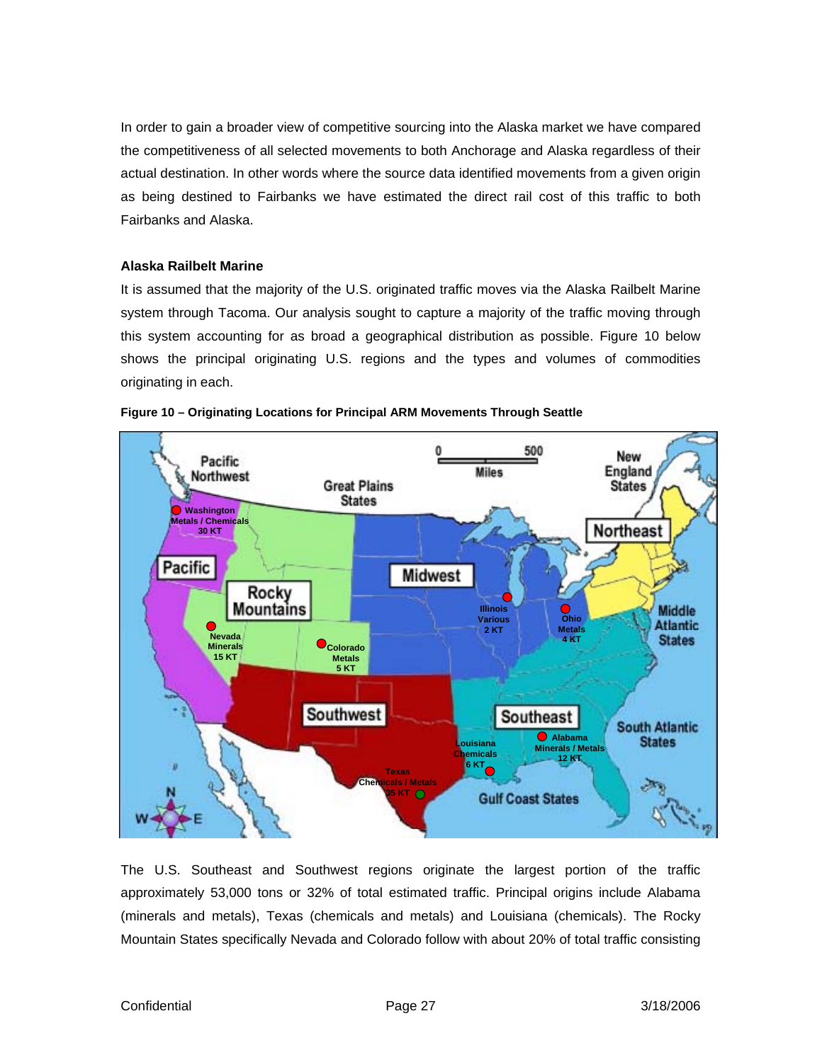In order to gain a broader view of competitive sourcing into the Alaska market we have compared the competitiveness of all selected movements to both Anchorage and Alaska regardless of their actual destination. In other words where the source data identified movements from a given origin as being destined to Fairbanks we have estimated the direct rail cost of this traffic to both Fairbanks and Alaska.

### Alaska Railbelt Marine

It is assumed that the majority of the U.S. originated traffic moves via the Alaska Railbelt Marine system through Tacoma. Our analysis sought to capture a majority of the traffic moving through this system accounting for as broad a geographical distribution as possible. Figure 10 below shows the principal originating U.S. regions and the types and volumes of commodities originating in each.

**Figure 10 – Originating Locations for Principal ARM Movements Through Seattle**

The U.S. Southeast and Southwest regions originate the largest portion of the traffic approximately 53,000 tons or 32% of total estimated traffic. Principal origins include Alabama (minerals and metals), Texas (chemicals and metals) and Louisiana (chemicals). The Rocky Mountain States specifically Nevada and Colorado follow with about 20% of total traffic consisting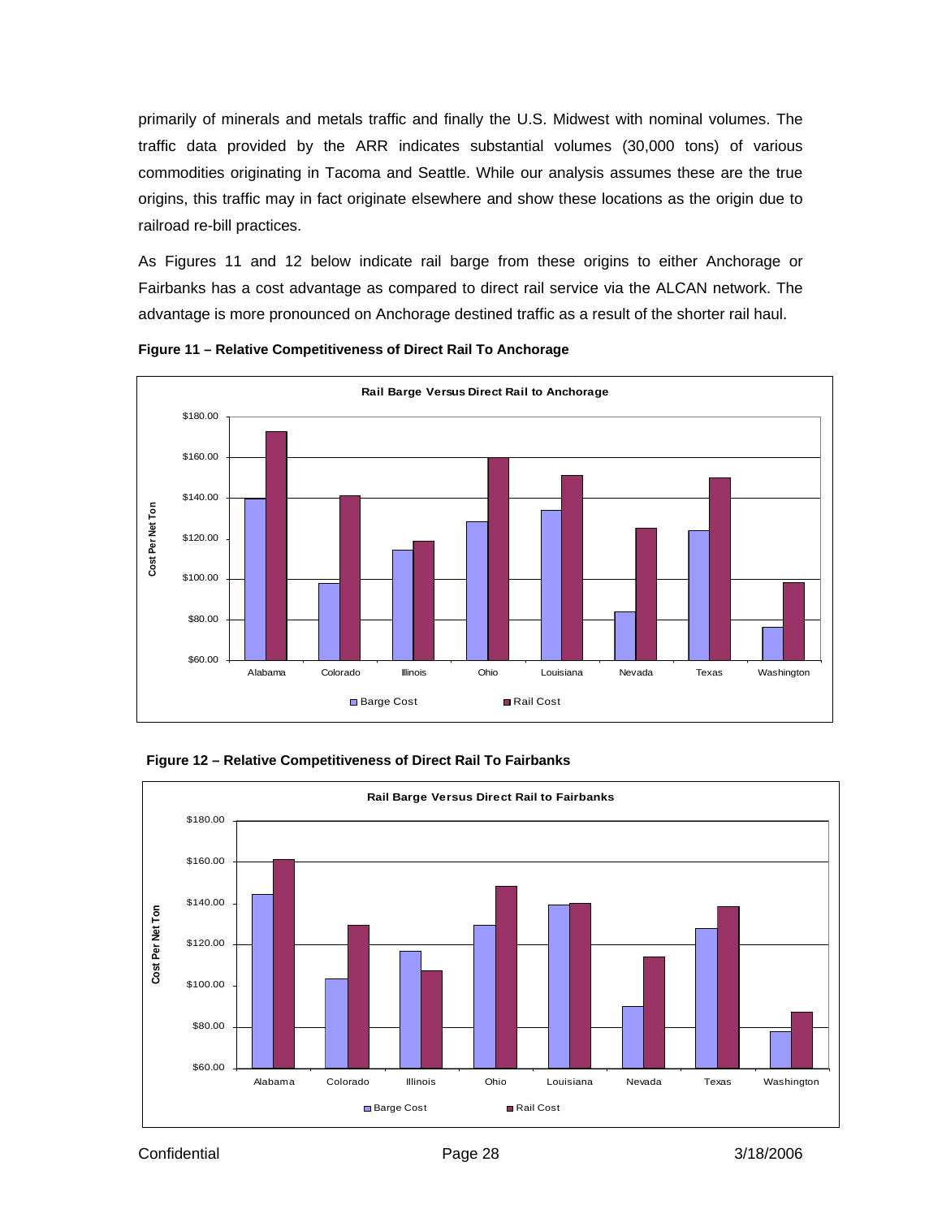primarily of minerals and metals traffic and finally the U.S. Midwest with nominal volumes. The traffic data provided by the ARR indicates substantial volumes (30,000 tons) of various commodities originating in Tacoma and Seattle. While our analysis assumes these are the true origins, this traffic may in fact originate elsewhere and show these locations as the origin due to railroad re-bill practices.

As Figures 11 and 12 below indicate rail barge from these origins to either Anchorage or Fairbanks has a cost advantage as compared to direct rail service via the ALCAN network. The advantage is more pronounced on Anchorage destined traffic as a result of the shorter rail haul.

**Figure 11 – Relative Competitiveness of Direct Rail To Anchorage**

**Figure 12 – Relative Competitiveness of Direct Rail To Fairbanks**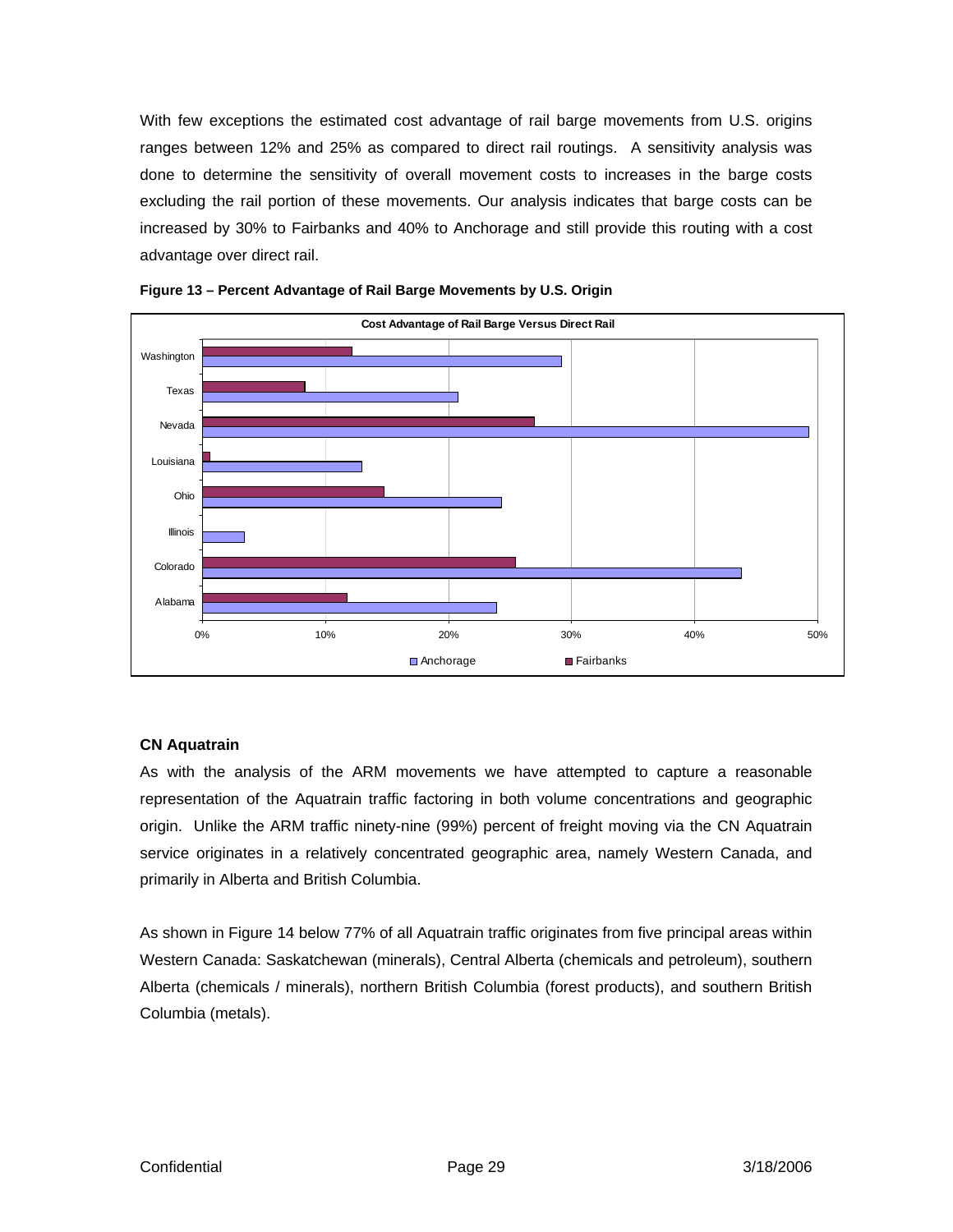With few exceptions the estimated cost advantage of rail barge movements from U.S. origins ranges between 12% and 25% as compared to direct rail routings. A sensitivity analysis was done to determine the sensitivity of overall movement costs to increases in the barge costs excluding the rail portion of these movements. Our analysis indicates that barge costs can be increased by 30% to Fairbanks and 40% to Anchorage and still provide this routing with a cost advantage over direct rail.

**Figure 13 – Percent Advantage of Rail Barge Movements by U.S. Origin**

### CN Aquatrain

As with the analysis of the ARM movements we have attempted to capture a reasonable representation of the Aquatrain traffic factoring in both volume concentrations and geographic origin. Unlike the ARM traffic ninety-nine (99%) percent of freight moving via the CN Aquatrain service originates in a relatively concentrated geographic area, namely Western Canada, and primarily in Alberta and British Columbia.

As shown in Figure 14 below 77% of all Aquatrain traffic originates from five principal areas within Western Canada: Saskatchewan (minerals), Central Alberta (chemicals and petroleum), southern Alberta (chemicals / minerals), northern British Columbia (forest products), and southern British Columbia (metals).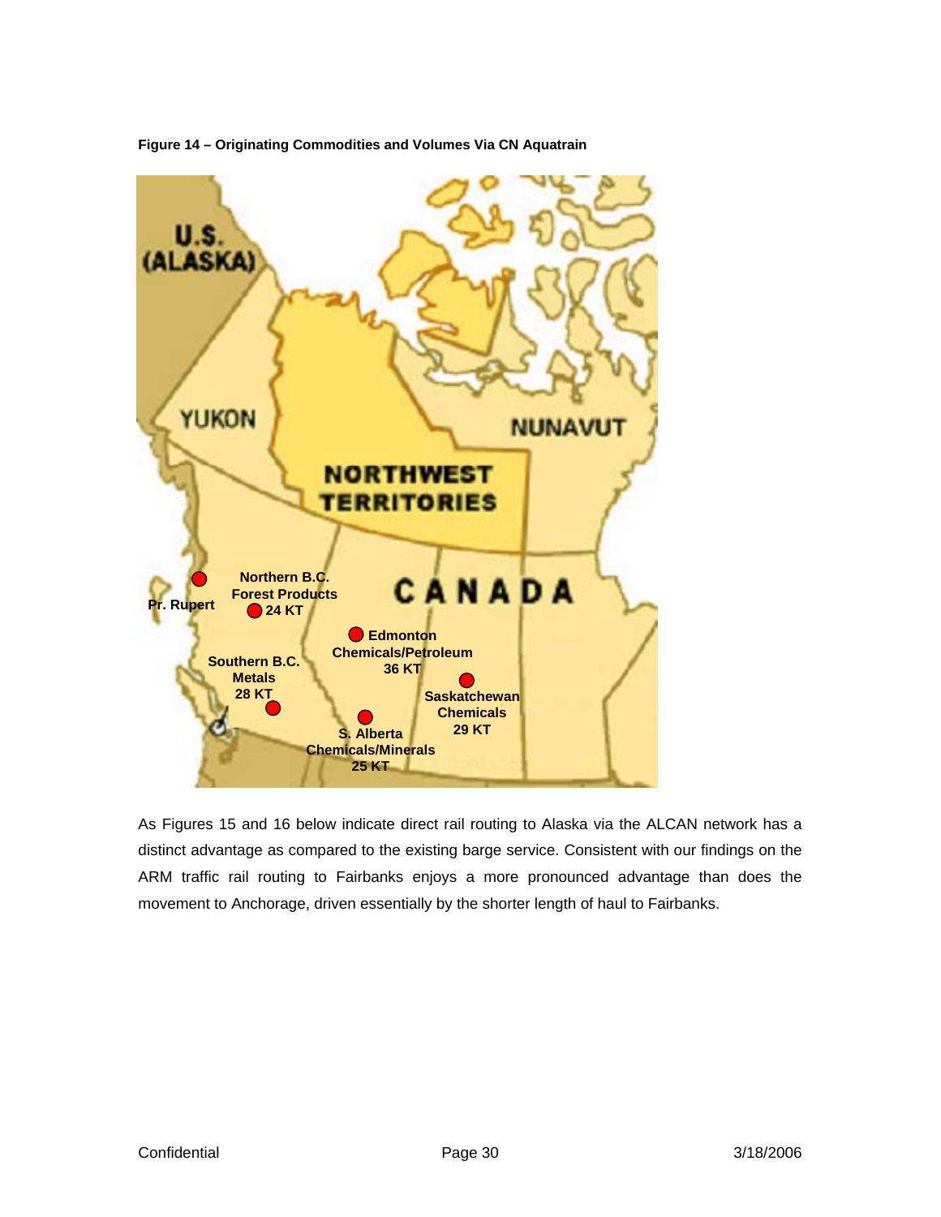**Figure 14 – Originating Commodities and Volumes Via CN Aquatrain**

As Figures 15 and 16 below indicate direct rail routing to Alaska via the ALCAN network has a distinct advantage as compared to the existing barge service. Consistent with our findings on the ARM traffic rail routing to Fairbanks enjoys a more pronounced advantage than does the movement to Anchorage, driven essentially by the shorter length of haul to Fairbanks.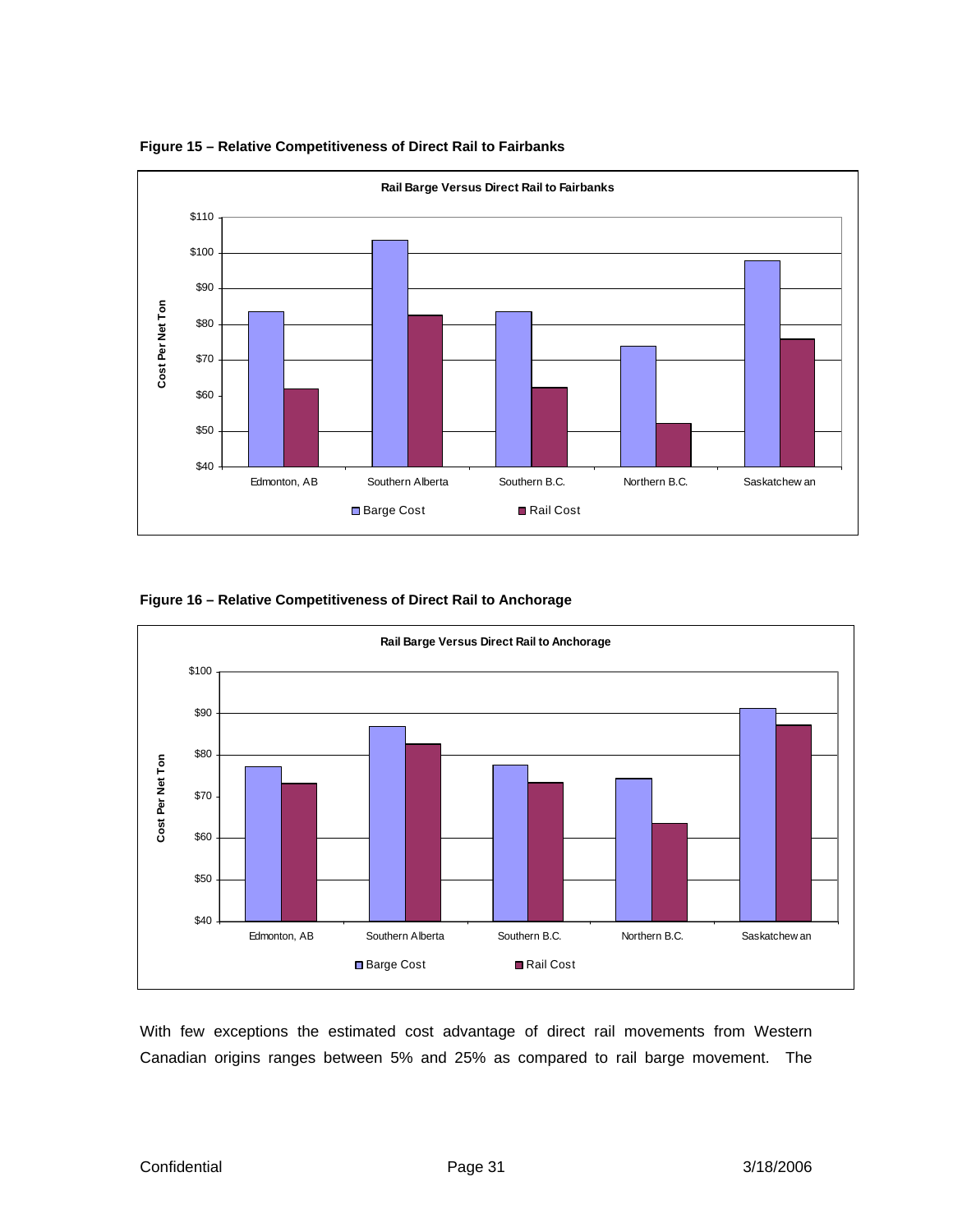**Figure 15 – Relative Competitiveness of Direct Rail to Fairbanks**

**Rail Barge Versus Direct Rail to Fairbanks**

| Origin | Barge Cost | Rail Cost |
|---|---|---|
| Edmonton, AB | $83.5 | $62 |
| Southern Alberta | $103.5 | $82.5 |
| Southern B.C. | $83.5 | $62.5 |
| Northern B.C. | $74 | $52 |
| Saskatchewan | $98 | $76 |

**Figure 16 – Relative Competitiveness of Direct Rail to Anchorage**

**Rail Barge Versus Direct Rail to Anchorage**

| Origin | Barge Cost | Rail Cost |
|---|---|---|
| Edmonton, AB | $77 | $73 |
| Southern Alberta | $87 | $82.5 |
| Southern B.C. | $77.5 | $73 |
| Northern B.C. | $74 | $63.5 |
| Saskatchewan | $91 | $87 |

With few exceptions the estimated cost advantage of direct rail movements from Western Canadian origins ranges between 5% and 25% as compared to rail barge movement. The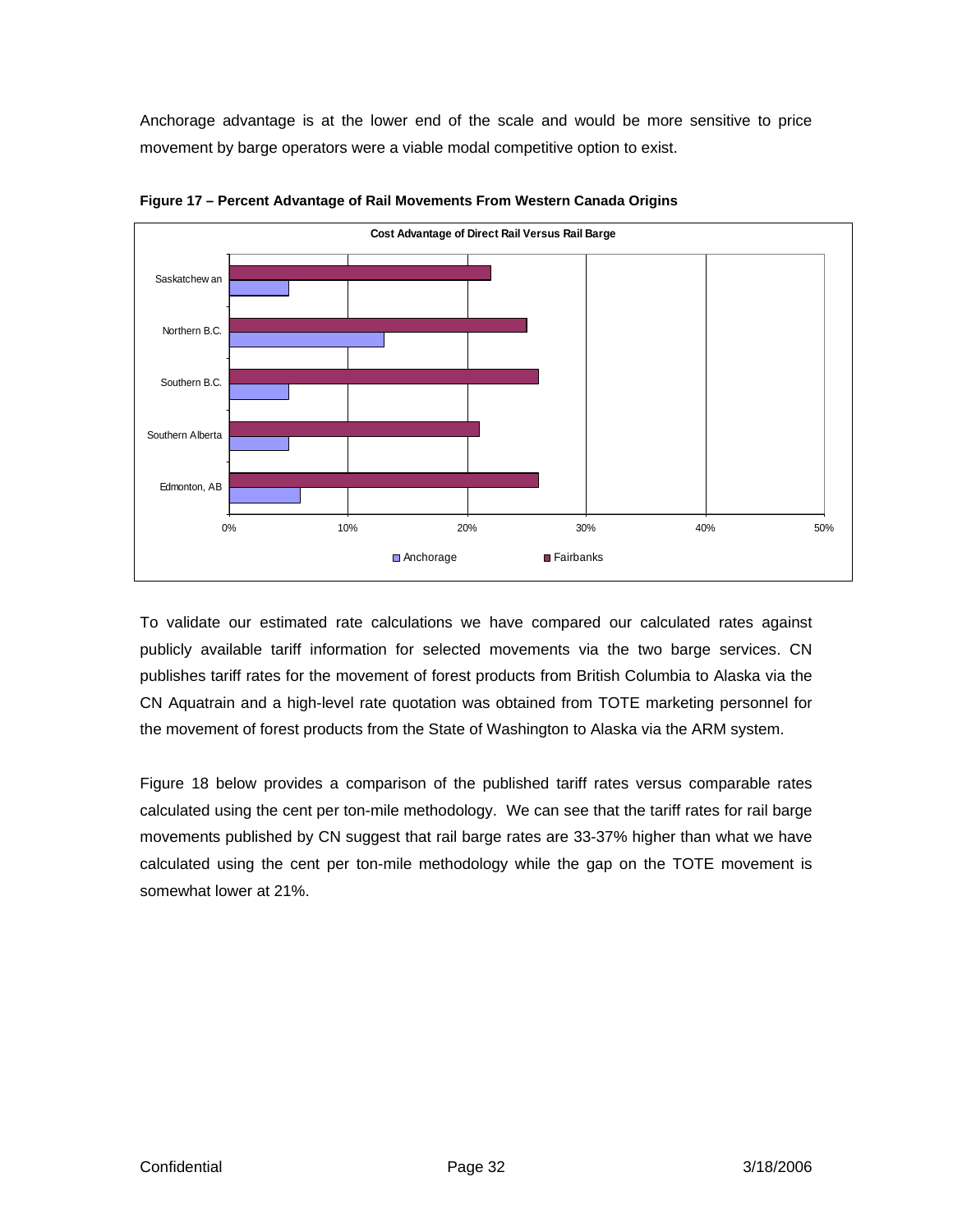Anchorage advantage is at the lower end of the scale and would be more sensitive to price movement by barge operators were a viable modal competitive option to exist.

**Figure 17 – Percent Advantage of Rail Movements From Western Canada Origins**

To validate our estimated rate calculations we have compared our calculated rates against publicly available tariff information for selected movements via the two barge services. CN publishes tariff rates for the movement of forest products from British Columbia to Alaska via the CN Aquatrain and a high-level rate quotation was obtained from TOTE marketing personnel for the movement of forest products from the State of Washington to Alaska via the ARM system.

Figure 18 below provides a comparison of the published tariff rates versus comparable rates calculated using the cent per ton-mile methodology. We can see that the tariff rates for rail barge movements published by CN suggest that rail barge rates are 33-37% higher than what we have calculated using the cent per ton-mile methodology while the gap on the TOTE movement is somewhat lower at 21%.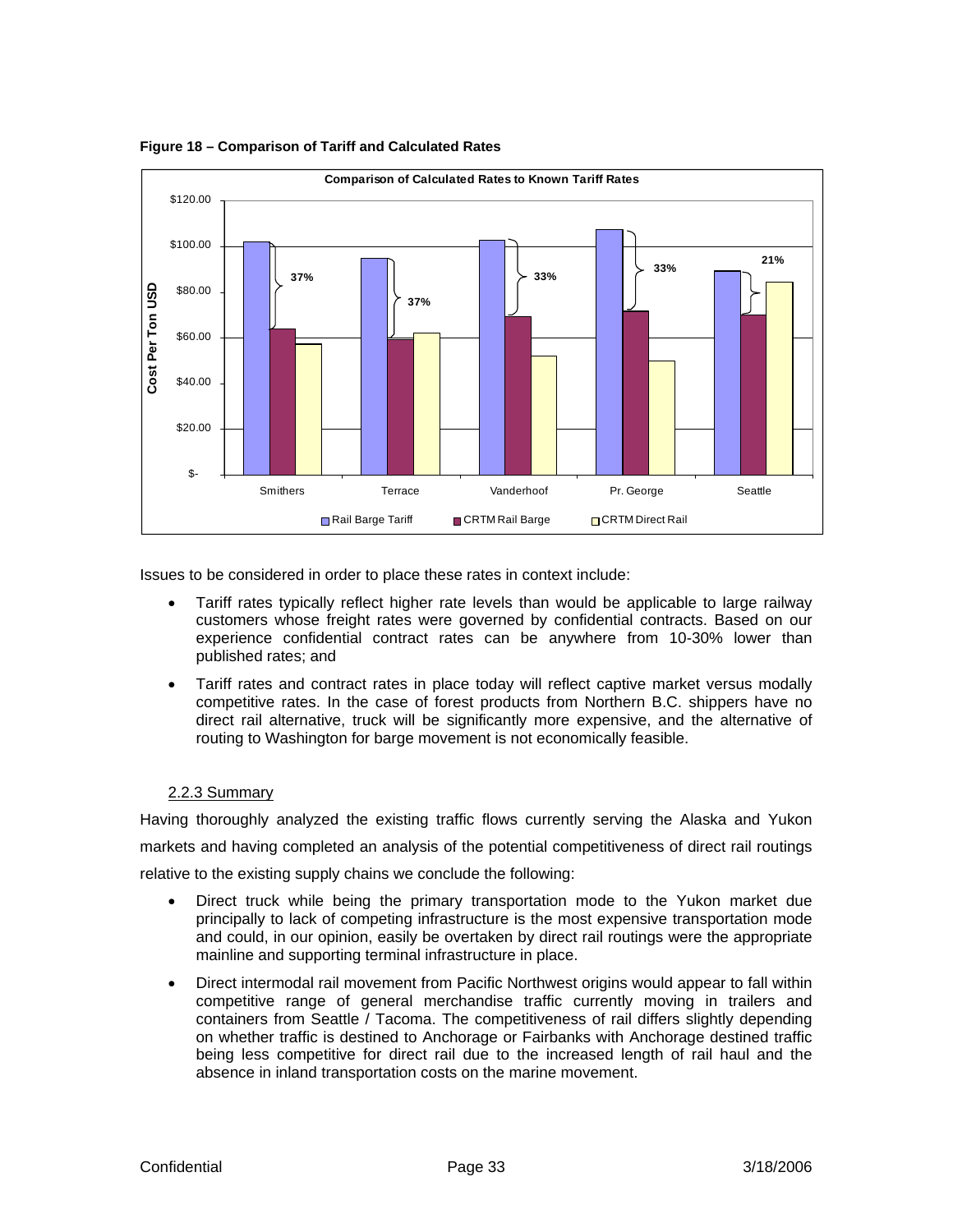**Figure 18 – Comparison of Tariff and Calculated Rates**

Issues to be considered in order to place these rates in context include:

- Tariff rates typically reflect higher rate levels than would be applicable to large railway customers whose freight rates were governed by confidential contracts. Based on our experience confidential contract rates can be anywhere from 10-30% lower than published rates; and
- Tariff rates and contract rates in place today will reflect captive market versus modally competitive rates. In the case of forest products from Northern B.C. shippers have no direct rail alternative, truck will be significantly more expensive, and the alternative of routing to Washington for barge movement is not economically feasible.

### 2.2.3 Summary

Having thoroughly analyzed the existing traffic flows currently serving the Alaska and Yukon markets and having completed an analysis of the potential competitiveness of direct rail routings relative to the existing supply chains we conclude the following:

- Direct truck while being the primary transportation mode to the Yukon market due principally to lack of competing infrastructure is the most expensive transportation mode and could, in our opinion, easily be overtaken by direct rail routings were the appropriate mainline and supporting terminal infrastructure in place.
- Direct intermodal rail movement from Pacific Northwest origins would appear to fall within competitive range of general merchandise traffic currently moving in trailers and containers from Seattle / Tacoma. The competitiveness of rail differs slightly depending on whether traffic is destined to Anchorage or Fairbanks with Anchorage destined traffic being less competitive for direct rail due to the increased length of rail haul and the absence in inland transportation costs on the marine movement.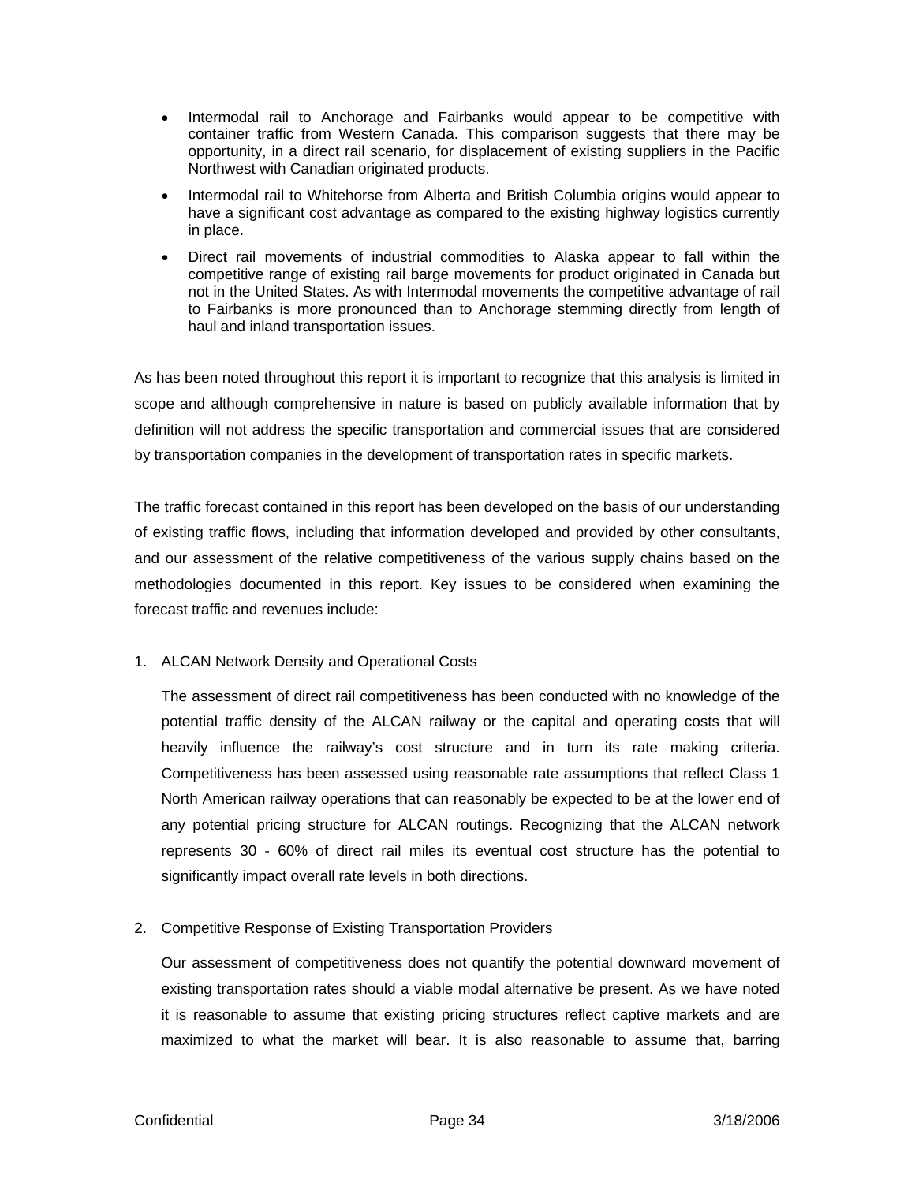- Intermodal rail to Anchorage and Fairbanks would appear to be competitive with container traffic from Western Canada. This comparison suggests that there may be opportunity, in a direct rail scenario, for displacement of existing suppliers in the Pacific Northwest with Canadian originated products.
- Intermodal rail to Whitehorse from Alberta and British Columbia origins would appear to have a significant cost advantage as compared to the existing highway logistics currently in place.
- Direct rail movements of industrial commodities to Alaska appear to fall within the competitive range of existing rail barge movements for product originated in Canada but not in the United States. As with Intermodal movements the competitive advantage of rail to Fairbanks is more pronounced than to Anchorage stemming directly from length of haul and inland transportation issues.

As has been noted throughout this report it is important to recognize that this analysis is limited in scope and although comprehensive in nature is based on publicly available information that by definition will not address the specific transportation and commercial issues that are considered by transportation companies in the development of transportation rates in specific markets.

The traffic forecast contained in this report has been developed on the basis of our understanding of existing traffic flows, including that information developed and provided by other consultants, and our assessment of the relative competitiveness of the various supply chains based on the methodologies documented in this report. Key issues to be considered when examining the forecast traffic and revenues include:

1. ALCAN Network Density and Operational Costs

   The assessment of direct rail competitiveness has been conducted with no knowledge of the potential traffic density of the ALCAN railway or the capital and operating costs that will heavily influence the railway's cost structure and in turn its rate making criteria. Competitiveness has been assessed using reasonable rate assumptions that reflect Class 1 North American railway operations that can reasonably be expected to be at the lower end of any potential pricing structure for ALCAN routings. Recognizing that the ALCAN network represents 30 - 60% of direct rail miles its eventual cost structure has the potential to significantly impact overall rate levels in both directions.

2. Competitive Response of Existing Transportation Providers

   Our assessment of competitiveness does not quantify the potential downward movement of existing transportation rates should a viable modal alternative be present. As we have noted it is reasonable to assume that existing pricing structures reflect captive markets and are maximized to what the market will bear. It is also reasonable to assume that, barring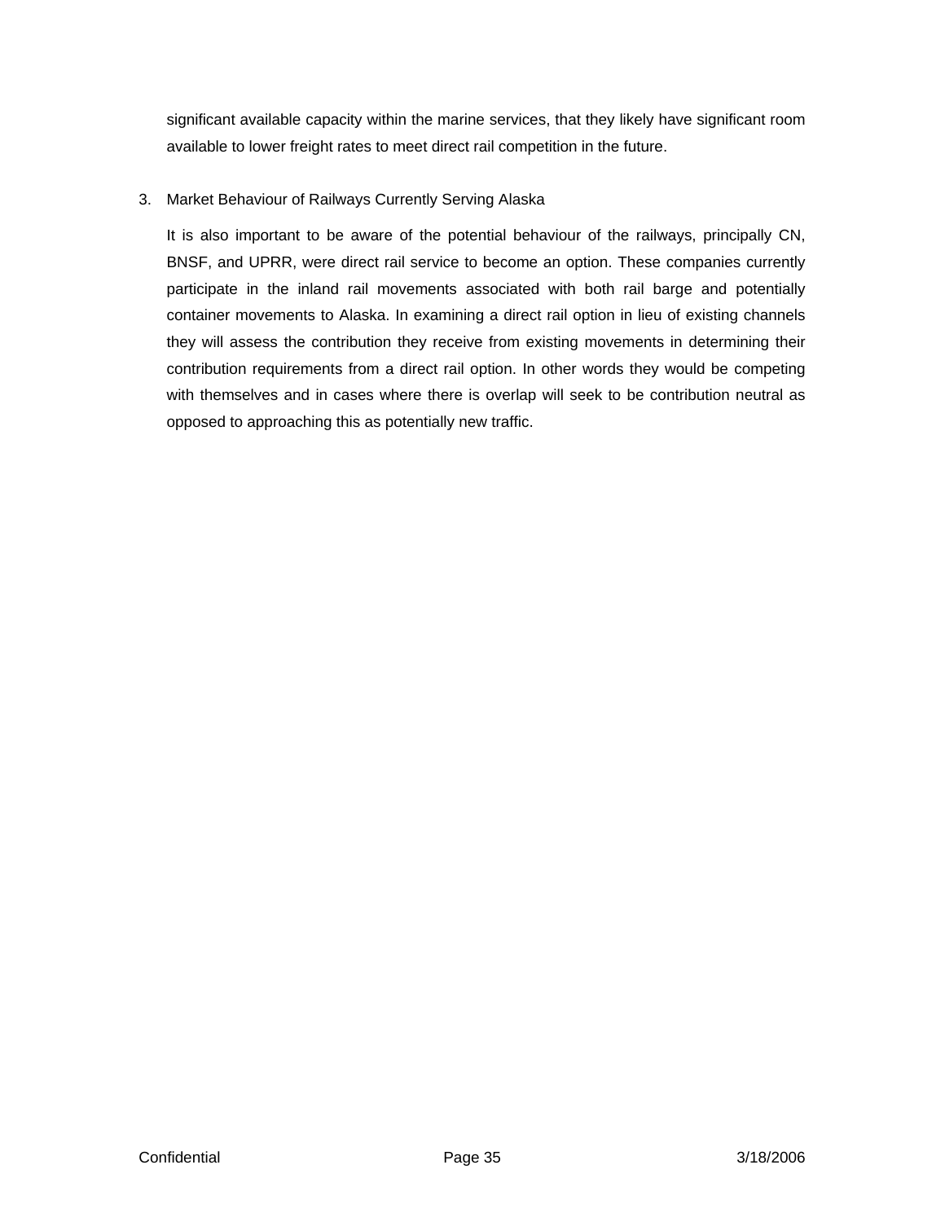significant available capacity within the marine services, that they likely have significant room available to lower freight rates to meet direct rail competition in the future.

3. Market Behaviour of Railways Currently Serving Alaska

   It is also important to be aware of the potential behaviour of the railways, principally CN, BNSF, and UPRR, were direct rail service to become an option. These companies currently participate in the inland rail movements associated with both rail barge and potentially container movements to Alaska. In examining a direct rail option in lieu of existing channels they will assess the contribution they receive from existing movements in determining their contribution requirements from a direct rail option. In other words they would be competing with themselves and in cases where there is overlap will seek to be contribution neutral as opposed to approaching this as potentially new traffic.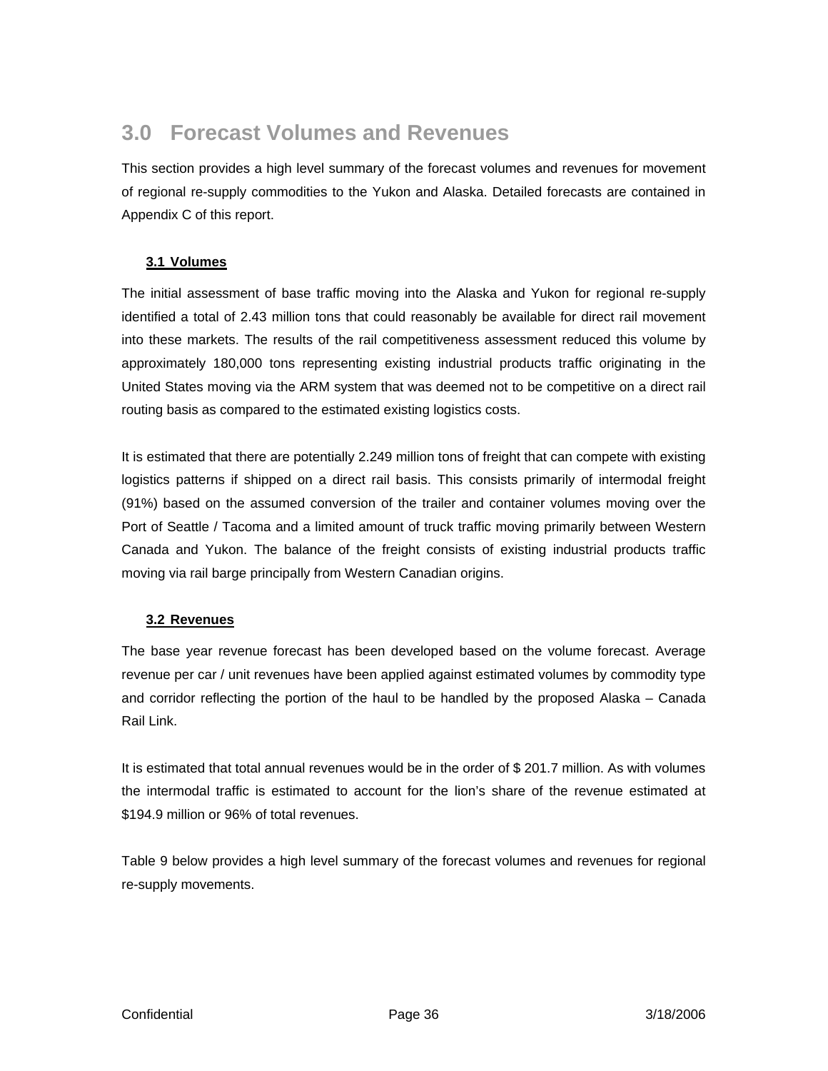# 3.0 Forecast Volumes and Revenues

This section provides a high level summary of the forecast volumes and revenues for movement of regional re-supply commodities to the Yukon and Alaska. Detailed forecasts are contained in Appendix C of this report.

## 3.1 Volumes

The initial assessment of base traffic moving into the Alaska and Yukon for regional re-supply identified a total of 2.43 million tons that could reasonably be available for direct rail movement into these markets. The results of the rail competitiveness assessment reduced this volume by approximately 180,000 tons representing existing industrial products traffic originating in the United States moving via the ARM system that was deemed not to be competitive on a direct rail routing basis as compared to the estimated existing logistics costs.

It is estimated that there are potentially 2.249 million tons of freight that can compete with existing logistics patterns if shipped on a direct rail basis. This consists primarily of intermodal freight (91%) based on the assumed conversion of the trailer and container volumes moving over the Port of Seattle / Tacoma and a limited amount of truck traffic moving primarily between Western Canada and Yukon. The balance of the freight consists of existing industrial products traffic moving via rail barge principally from Western Canadian origins.

## 3.2 Revenues

The base year revenue forecast has been developed based on the volume forecast. Average revenue per car / unit revenues have been applied against estimated volumes by commodity type and corridor reflecting the portion of the haul to be handled by the proposed Alaska – Canada Rail Link.

It is estimated that total annual revenues would be in the order of $ 201.7 million. As with volumes the intermodal traffic is estimated to account for the lion's share of the revenue estimated at $194.9 million or 96% of total revenues.

Table 9 below provides a high level summary of the forecast volumes and revenues for regional re-supply movements.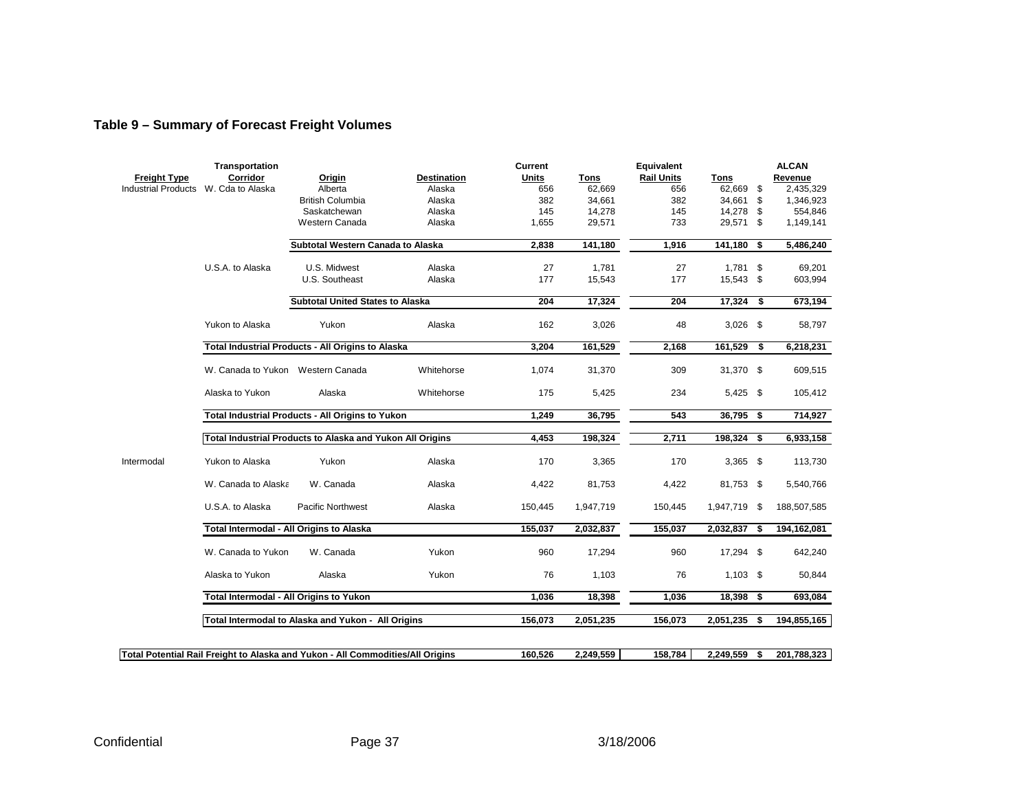### Table 9 – Summary of Forecast Freight Volumes

| Freight Type | Transportation Corridor | Origin | Destination | Current Units | Tons | Equivalent Rail Units | Tons | ALCAN Revenue |
|---|---|---|---|---|---|---|---|---|
| Industrial Products | W. Cda to Alaska | Alberta | Alaska | 656 | 62,669 | 656 | 62,669 | $ 2,435,329 |
| | | British Columbia | Alaska | 382 | 34,661 | 382 | 34,661 | $ 1,346,923 |
| | | Saskatchewan | Alaska | 145 | 14,278 | 145 | 14,278 | $ 554,846 |
| | | Western Canada | Alaska | 1,655 | 29,571 | 733 | 29,571 | $ 1,149,141 |
| | | **Subtotal Western Canada to Alaska** | | **2,838** | **141,180** | **1,916** | **141,180** | **$ 5,486,240** |
| | U.S.A. to Alaska | U.S. Midwest | Alaska | 27 | 1,781 | 27 | 1,781 | $ 69,201 |
| | | U.S. Southeast | Alaska | 177 | 15,543 | 177 | 15,543 | $ 603,994 |
| | | **Subtotal United States to Alaska** | | **204** | **17,324** | **204** | **17,324** | **$ 673,194** |
| | Yukon to Alaska | Yukon | Alaska | 162 | 3,026 | 48 | 3,026 | $ 58,797 |
| | **Total Industrial Products - All Origins to Alaska** | | | **3,204** | **161,529** | **2,168** | **161,529** | **$ 6,218,231** |
| | W. Canada to Yukon | Western Canada | Whitehorse | 1,074 | 31,370 | 309 | 31,370 | $ 609,515 |
| | Alaska to Yukon | Alaska | Whitehorse | 175 | 5,425 | 234 | 5,425 | $ 105,412 |
| | **Total Industrial Products - All Origins to Yukon** | | | **1,249** | **36,795** | **543** | **36,795** | **$ 714,927** |
| | **Total Industrial Products to Alaska and Yukon All Origins** | | | **4,453** | **198,324** | **2,711** | **198,324** | **$ 6,933,158** |
| Intermodal | Yukon to Alaska | Yukon | Alaska | 170 | 3,365 | 170 | 3,365 | $ 113,730 |
| | W. Canada to Alaska | W. Canada | Alaska | 4,422 | 81,753 | 4,422 | 81,753 | $ 5,540,766 |
| | U.S.A. to Alaska | Pacific Northwest | Alaska | 150,445 | 1,947,719 | 150,445 | 1,947,719 | $ 188,507,585 |
| | **Total Intermodal - All Origins to Alaska** | | | **155,037** | **2,032,837** | **155,037** | **2,032,837** | **$ 194,162,081** |
| | W. Canada to Yukon | W. Canada | Yukon | 960 | 17,294 | 960 | 17,294 | $ 642,240 |
| | Alaska to Yukon | Alaska | Yukon | 76 | 1,103 | 76 | 1,103 | $ 50,844 |
| | **Total Intermodal - All Origins to Yukon** | | | **1,036** | **18,398** | **1,036** | **18,398** | **$ 693,084** |
| | **Total Intermodal to Alaska and Yukon - All Origins** | | | **156,073** | **2,051,235** | **156,073** | **2,051,235** | **$ 194,855,165** |
| **Total Potential Rail Freight to Alaska and Yukon - All Commodities/All Origins** | | | | **160,526** | **2,249,559** | **158,784** | **2,249,559** | **$ 201,788,323** |

Confidential 3/18/2006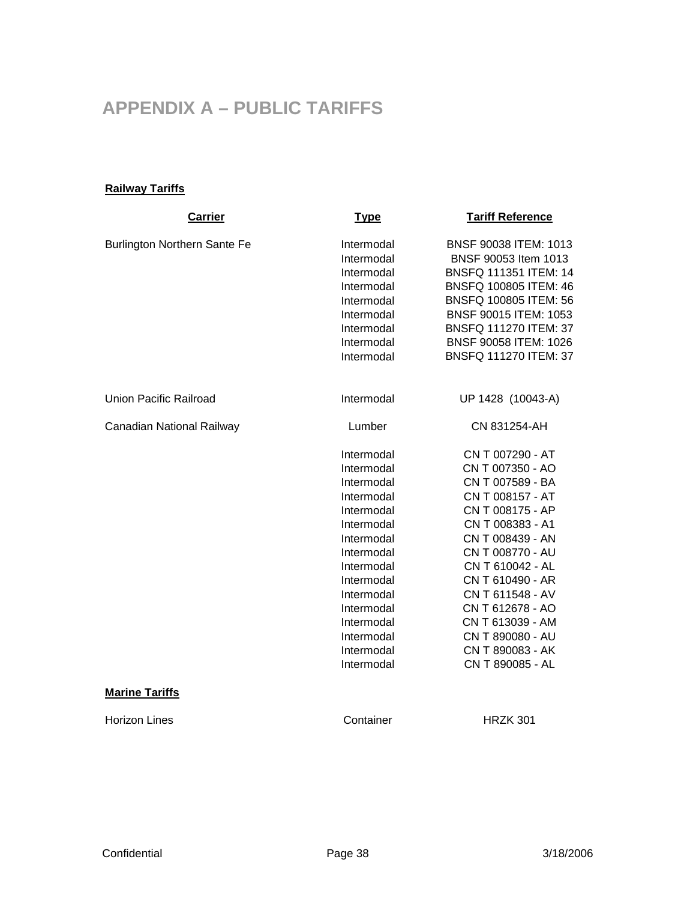# APPENDIX A – PUBLIC TARIFFS

**Railway Tariffs**

| Carrier | Type | Tariff Reference |
|---|---|---|
| Burlington Northern Sante Fe | Intermodal | BNSF 90038 ITEM: 1013 |
| | Intermodal | BNSF 90053 Item 1013 |
| | Intermodal | BNSFQ 111351 ITEM: 14 |
| | Intermodal | BNSFQ 100805 ITEM: 46 |
| | Intermodal | BNSFQ 100805 ITEM: 56 |
| | Intermodal | BNSF 90015 ITEM: 1053 |
| | Intermodal | BNSFQ 111270 ITEM: 37 |
| | Intermodal | BNSF 90058 ITEM: 1026 |
| | Intermodal | BNSFQ 111270 ITEM: 37 |
| Union Pacific Railroad | Intermodal | UP 1428 (10043-A) |
| Canadian National Railway | Lumber | CN 831254-AH |
| | Intermodal | CN T 007290 - AT |
| | Intermodal | CN T 007350 - AO |
| | Intermodal | CN T 007589 - BA |
| | Intermodal | CN T 008157 - AT |
| | Intermodal | CN T 008175 - AP |
| | Intermodal | CN T 008383 - A1 |
| | Intermodal | CN T 008439 - AN |
| | Intermodal | CN T 008770 - AU |
| | Intermodal | CN T 610042 - AL |
| | Intermodal | CN T 610490 - AR |
| | Intermodal | CN T 611548 - AV |
| | Intermodal | CN T 612678 - AO |
| | Intermodal | CN T 613039 - AM |
| | Intermodal | CN T 890080 - AU |
| | Intermodal | CN T 890083 - AK |
| | Intermodal | CN T 890085 - AL |

**Marine Tariffs**

| Carrier | Type | Tariff Reference |
|---|---|---|
| Horizon Lines | Container | HRZK 301 |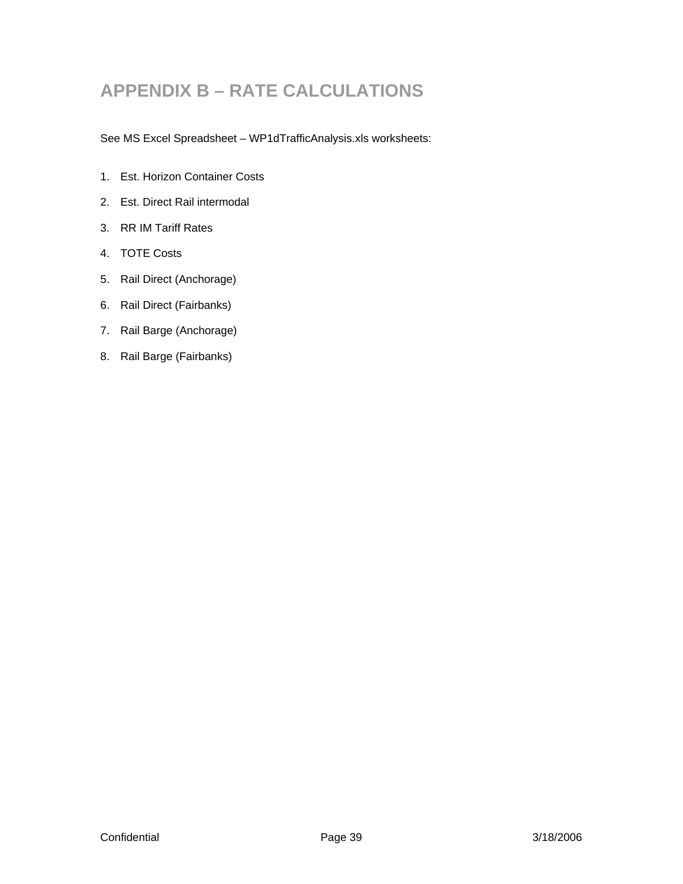# APPENDIX B – RATE CALCULATIONS

See MS Excel Spreadsheet – WP1dTrafficAnalysis.xls worksheets:

1. Est. Horizon Container Costs
2. Est. Direct Rail intermodal
3. RR IM Tariff Rates
4. TOTE Costs
5. Rail Direct (Anchorage)
6. Rail Direct (Fairbanks)
7. Rail Barge (Anchorage)
8. Rail Barge (Fairbanks)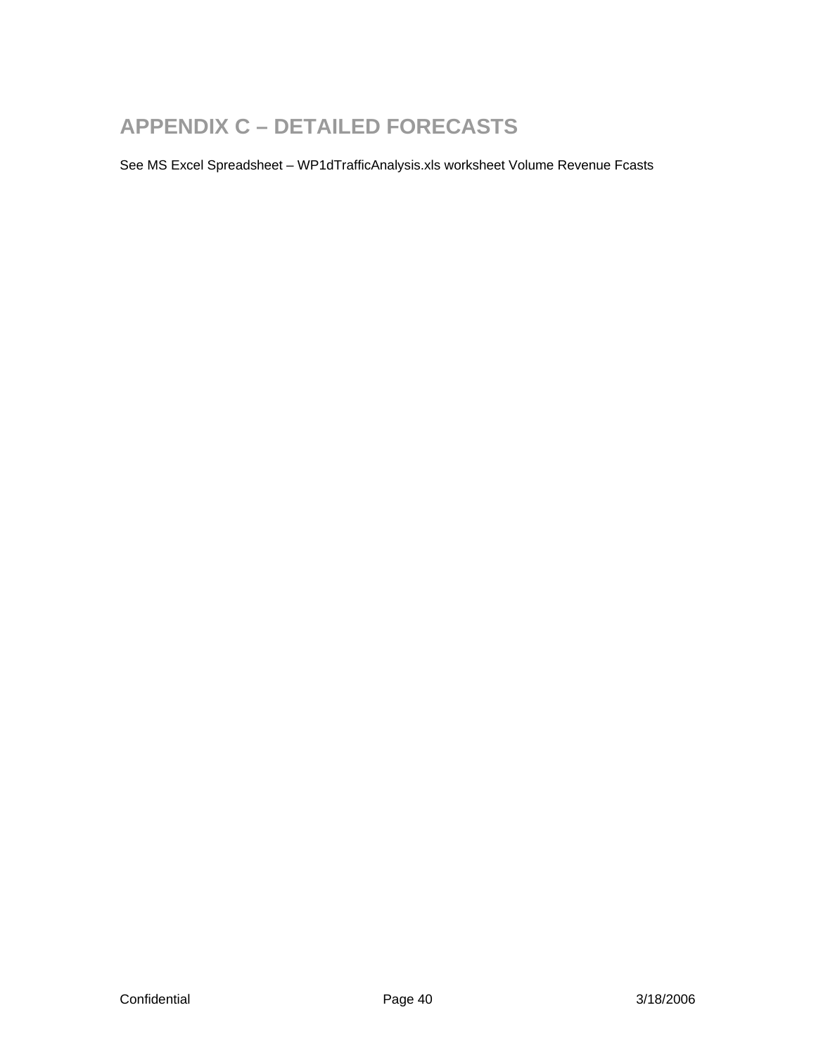# APPENDIX C – DETAILED FORECASTS

See MS Excel Spreadsheet – WP1dTrafficAnalysis.xls worksheet Volume Revenue Fcasts